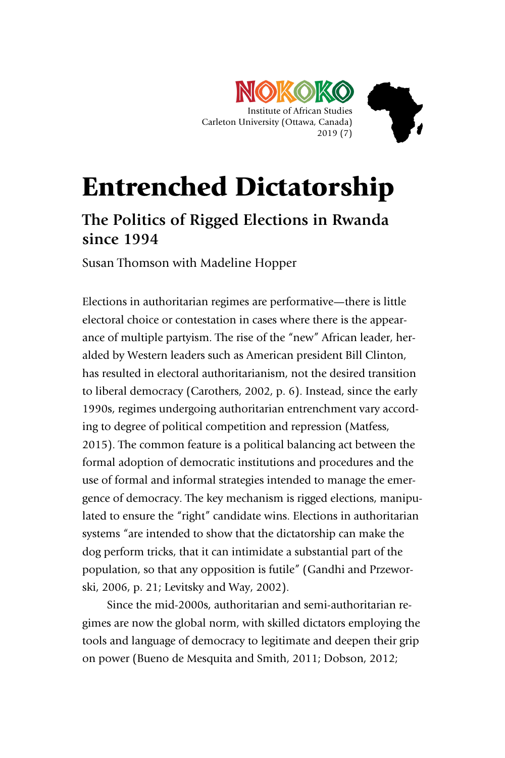NOKOKO
Institute of African Studies
Carleton University (Ottawa, Canada)
2019 (7)

# Entrenched Dictatorship

## The Politics of Rigged Elections in Rwanda since 1994

Susan Thomson with Madeline Hopper

Elections in authoritarian regimes are performative—there is little electoral choice or contestation in cases where there is the appearance of multiple partyism. The rise of the "new" African leader, heralded by Western leaders such as American president Bill Clinton, has resulted in electoral authoritarianism, not the desired transition to liberal democracy (Carothers, 2002, p. 6). Instead, since the early 1990s, regimes undergoing authoritarian entrenchment vary according to degree of political competition and repression (Matfess, 2015). The common feature is a political balancing act between the formal adoption of democratic institutions and procedures and the use of formal and informal strategies intended to manage the emergence of democracy. The key mechanism is rigged elections, manipulated to ensure the "right" candidate wins. Elections in authoritarian systems "are intended to show that the dictatorship can make the dog perform tricks, that it can intimidate a substantial part of the population, so that any opposition is futile" (Gandhi and Przeworski, 2006, p. 21; Levitsky and Way, 2002).

Since the mid-2000s, authoritarian and semi-authoritarian regimes are now the global norm, with skilled dictators employing the tools and language of democracy to legitimate and deepen their grip on power (Bueno de Mesquita and Smith, 2011; Dobson, 2012;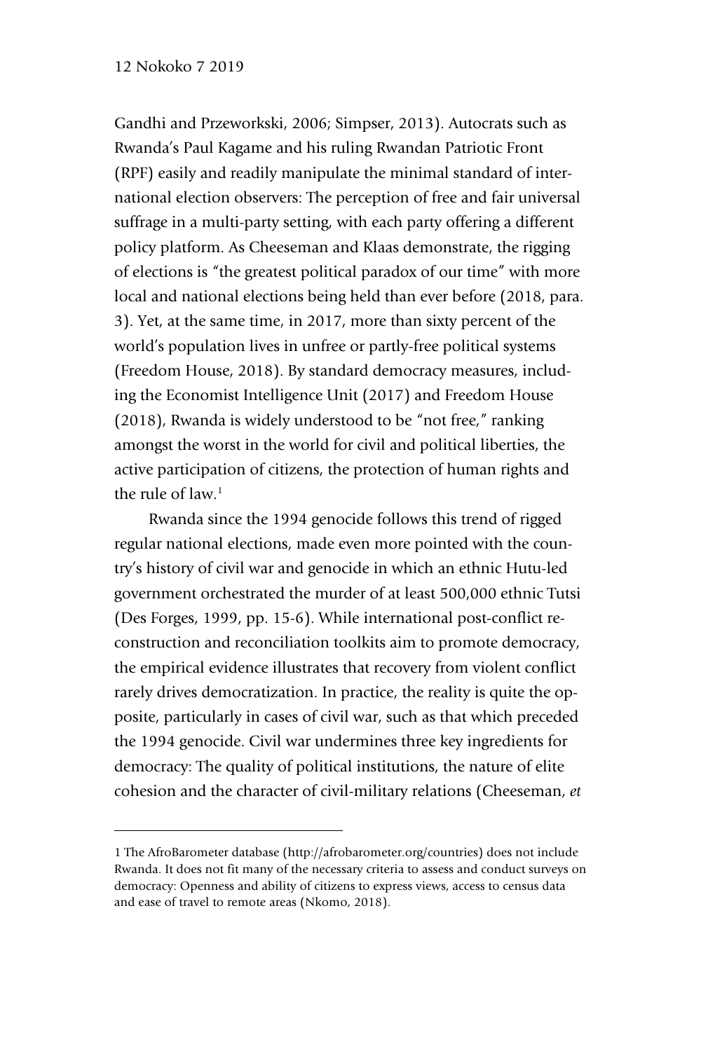Gandhi and Przeworkski, 2006; Simpser, 2013). Autocrats such as Rwanda's Paul Kagame and his ruling Rwandan Patriotic Front (RPF) easily and readily manipulate the minimal standard of international election observers: The perception of free and fair universal suffrage in a multi-party setting, with each party offering a different policy platform. As Cheeseman and Klaas demonstrate, the rigging of elections is "the greatest political paradox of our time" with more local and national elections being held than ever before (2018, para. 3). Yet, at the same time, in 2017, more than sixty percent of the world's population lives in unfree or partly-free political systems (Freedom House, 2018). By standard democracy measures, including the Economist Intelligence Unit (2017) and Freedom House (2018), Rwanda is widely understood to be "not free," ranking amongst the worst in the world for civil and political liberties, the active participation of citizens, the protection of human rights and the rule of law.[1]

Rwanda since the 1994 genocide follows this trend of rigged regular national elections, made even more pointed with the country's history of civil war and genocide in which an ethnic Hutu-led government orchestrated the murder of at least 500,000 ethnic Tutsi (Des Forges, 1999, pp. 15-6). While international post-conflict reconstruction and reconciliation toolkits aim to promote democracy, the empirical evidence illustrates that recovery from violent conflict rarely drives democratization. In practice, the reality is quite the opposite, particularly in cases of civil war, such as that which preceded the 1994 genocide. Civil war undermines three key ingredients for democracy: The quality of political institutions, the nature of elite cohesion and the character of civil-military relations (Cheeseman, *et*

---

[1] The AfroBarometer database (http://afrobarometer.org/countries) does not include Rwanda. It does not fit many of the necessary criteria to assess and conduct surveys on democracy: Openness and ability of citizens to express views, access to census data and ease of travel to remote areas (Nkomo, 2018).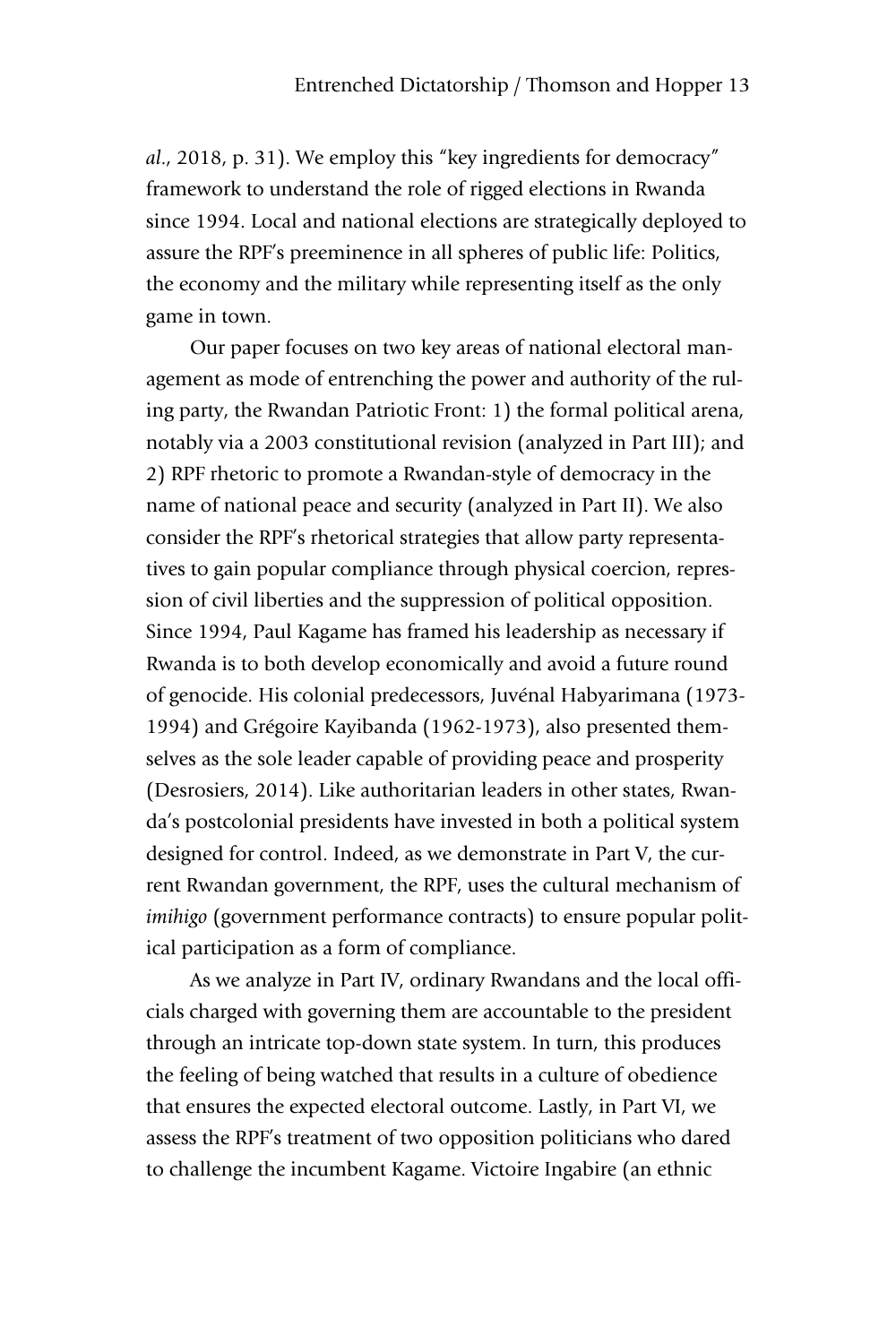*al.*, 2018, p. 31). We employ this "key ingredients for democracy" framework to understand the role of rigged elections in Rwanda since 1994. Local and national elections are strategically deployed to assure the RPF's preeminence in all spheres of public life: Politics, the economy and the military while representing itself as the only game in town.

Our paper focuses on two key areas of national electoral management as mode of entrenching the power and authority of the ruling party, the Rwandan Patriotic Front: 1) the formal political arena, notably via a 2003 constitutional revision (analyzed in Part III); and 2) RPF rhetoric to promote a Rwandan-style of democracy in the name of national peace and security (analyzed in Part II). We also consider the RPF's rhetorical strategies that allow party representatives to gain popular compliance through physical coercion, repression of civil liberties and the suppression of political opposition. Since 1994, Paul Kagame has framed his leadership as necessary if Rwanda is to both develop economically and avoid a future round of genocide. His colonial predecessors, Juvénal Habyarimana (1973-1994) and Grégoire Kayibanda (1962-1973), also presented themselves as the sole leader capable of providing peace and prosperity (Desrosiers, 2014). Like authoritarian leaders in other states, Rwanda's postcolonial presidents have invested in both a political system designed for control. Indeed, as we demonstrate in Part V, the current Rwandan government, the RPF, uses the cultural mechanism of *imihigo* (government performance contracts) to ensure popular political participation as a form of compliance.

As we analyze in Part IV, ordinary Rwandans and the local officials charged with governing them are accountable to the president through an intricate top-down state system. In turn, this produces the feeling of being watched that results in a culture of obedience that ensures the expected electoral outcome. Lastly, in Part VI, we assess the RPF's treatment of two opposition politicians who dared to challenge the incumbent Kagame. Victoire Ingabire (an ethnic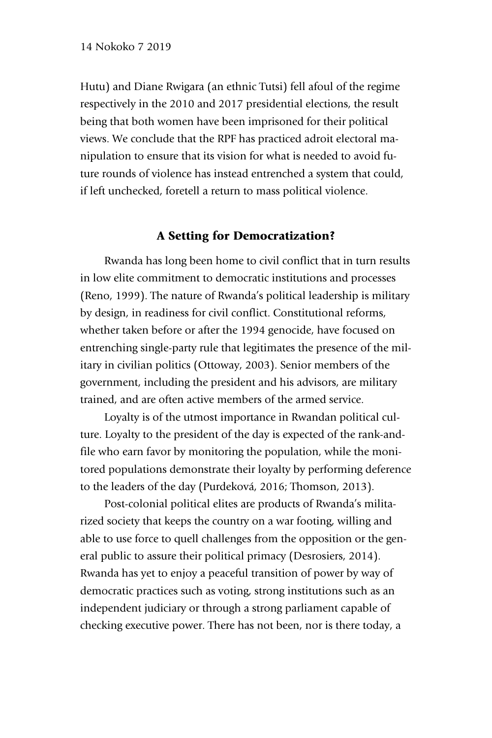Hutu) and Diane Rwigara (an ethnic Tutsi) fell afoul of the regime respectively in the 2010 and 2017 presidential elections, the result being that both women have been imprisoned for their political views. We conclude that the RPF has practiced adroit electoral manipulation to ensure that its vision for what is needed to avoid future rounds of violence has instead entrenched a system that could, if left unchecked, foretell a return to mass political violence.

## A Setting for Democratization?

Rwanda has long been home to civil conflict that in turn results in low elite commitment to democratic institutions and processes (Reno, 1999). The nature of Rwanda's political leadership is military by design, in readiness for civil conflict. Constitutional reforms, whether taken before or after the 1994 genocide, have focused on entrenching single-party rule that legitimates the presence of the military in civilian politics (Ottoway, 2003). Senior members of the government, including the president and his advisors, are military trained, and are often active members of the armed service.

Loyalty is of the utmost importance in Rwandan political culture. Loyalty to the president of the day is expected of the rank-and-file who earn favor by monitoring the population, while the monitored populations demonstrate their loyalty by performing deference to the leaders of the day (Purdeková, 2016; Thomson, 2013).

Post-colonial political elites are products of Rwanda's militarized society that keeps the country on a war footing, willing and able to use force to quell challenges from the opposition or the general public to assure their political primacy (Desrosiers, 2014). Rwanda has yet to enjoy a peaceful transition of power by way of democratic practices such as voting, strong institutions such as an independent judiciary or through a strong parliament capable of checking executive power. There has not been, nor is there today, a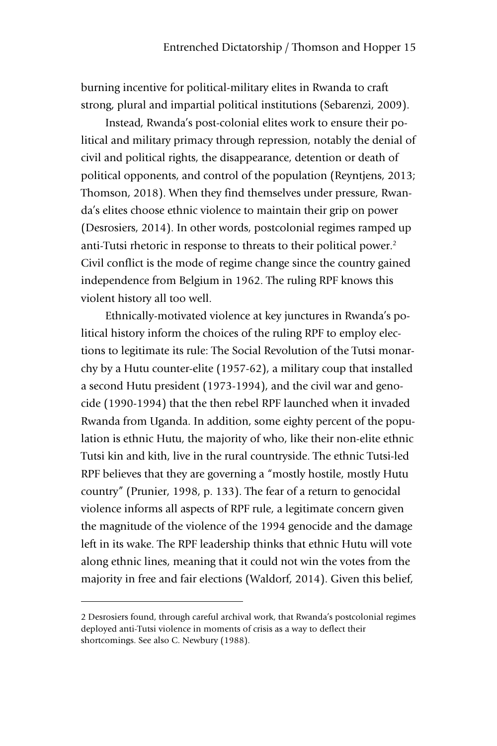burning incentive for political-military elites in Rwanda to craft strong, plural and impartial political institutions (Sebarenzi, 2009).

Instead, Rwanda's post-colonial elites work to ensure their political and military primacy through repression, notably the denial of civil and political rights, the disappearance, detention or death of political opponents, and control of the population (Reyntjens, 2013; Thomson, 2018). When they find themselves under pressure, Rwanda's elites choose ethnic violence to maintain their grip on power (Desrosiers, 2014). In other words, postcolonial regimes ramped up anti-Tutsi rhetoric in response to threats to their political power.[2] Civil conflict is the mode of regime change since the country gained independence from Belgium in 1962. The ruling RPF knows this violent history all too well.

Ethnically-motivated violence at key junctures in Rwanda's political history inform the choices of the ruling RPF to employ elections to legitimate its rule: The Social Revolution of the Tutsi monarchy by a Hutu counter-elite (1957-62), a military coup that installed a second Hutu president (1973-1994), and the civil war and genocide (1990-1994) that the then rebel RPF launched when it invaded Rwanda from Uganda. In addition, some eighty percent of the population is ethnic Hutu, the majority of who, like their non-elite ethnic Tutsi kin and kith, live in the rural countryside. The ethnic Tutsi-led RPF believes that they are governing a "mostly hostile, mostly Hutu country" (Prunier, 1998, p. 133). The fear of a return to genocidal violence informs all aspects of RPF rule, a legitimate concern given the magnitude of the violence of the 1994 genocide and the damage left in its wake. The RPF leadership thinks that ethnic Hutu will vote along ethnic lines, meaning that it could not win the votes from the majority in free and fair elections (Waldorf, 2014). Given this belief,

---

2 Desrosiers found, through careful archival work, that Rwanda's postcolonial regimes deployed anti-Tutsi violence in moments of crisis as a way to deflect their shortcomings. See also C. Newbury (1988).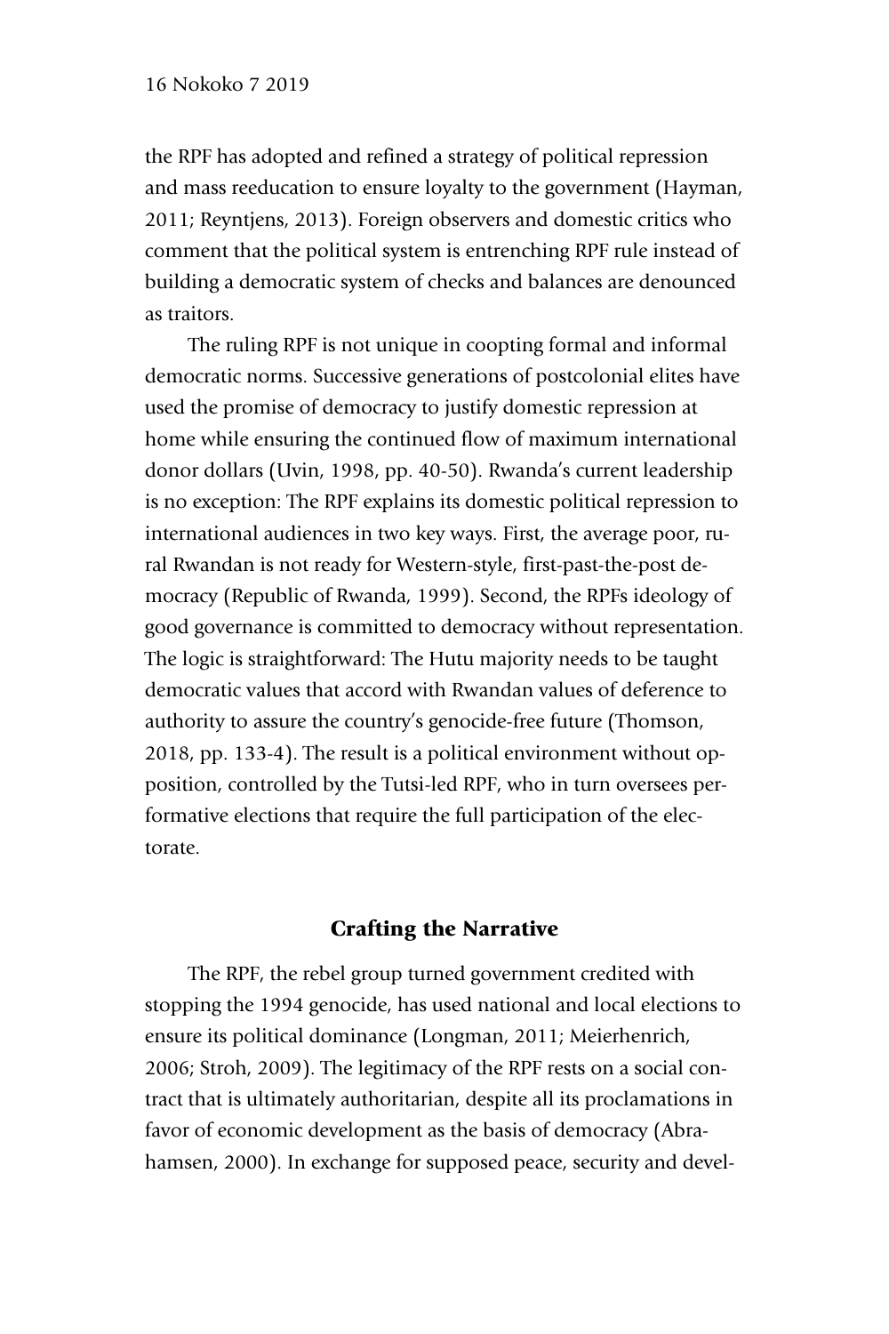the RPF has adopted and refined a strategy of political repression and mass reeducation to ensure loyalty to the government (Hayman, 2011; Reyntjens, 2013). Foreign observers and domestic critics who comment that the political system is entrenching RPF rule instead of building a democratic system of checks and balances are denounced as traitors.

The ruling RPF is not unique in coopting formal and informal democratic norms. Successive generations of postcolonial elites have used the promise of democracy to justify domestic repression at home while ensuring the continued flow of maximum international donor dollars (Uvin, 1998, pp. 40-50). Rwanda's current leadership is no exception: The RPF explains its domestic political repression to international audiences in two key ways. First, the average poor, rural Rwandan is not ready for Western-style, first-past-the-post democracy (Republic of Rwanda, 1999). Second, the RPFs ideology of good governance is committed to democracy without representation. The logic is straightforward: The Hutu majority needs to be taught democratic values that accord with Rwandan values of deference to authority to assure the country's genocide-free future (Thomson, 2018, pp. 133-4). The result is a political environment without opposition, controlled by the Tutsi-led RPF, who in turn oversees performative elections that require the full participation of the electorate.

## Crafting the Narrative

The RPF, the rebel group turned government credited with stopping the 1994 genocide, has used national and local elections to ensure its political dominance (Longman, 2011; Meierhenrich, 2006; Stroh, 2009). The legitimacy of the RPF rests on a social contract that is ultimately authoritarian, despite all its proclamations in favor of economic development as the basis of democracy (Abrahamsen, 2000). In exchange for supposed peace, security and devel-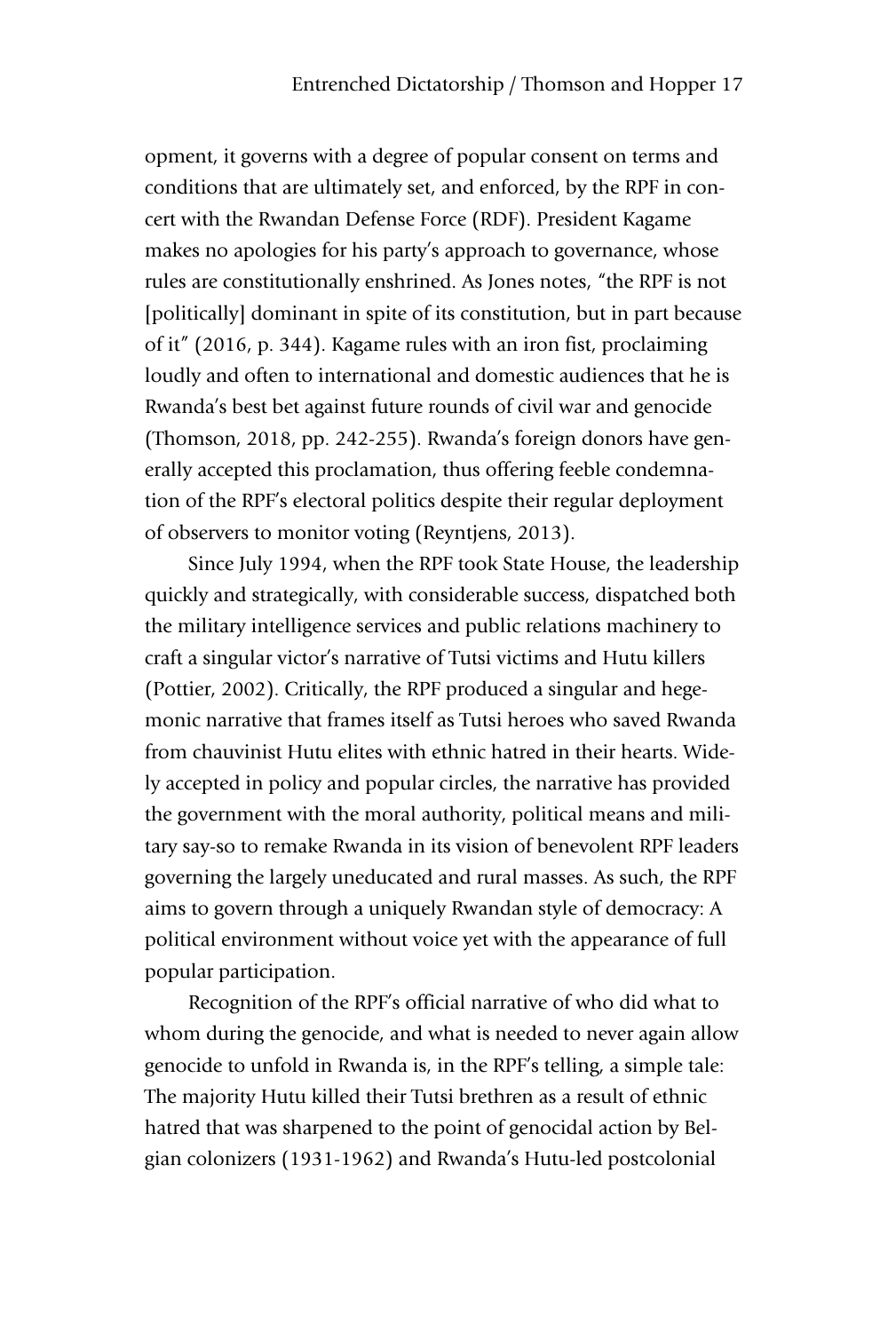opment, it governs with a degree of popular consent on terms and conditions that are ultimately set, and enforced, by the RPF in concert with the Rwandan Defense Force (RDF). President Kagame makes no apologies for his party's approach to governance, whose rules are constitutionally enshrined. As Jones notes, "the RPF is not [politically] dominant in spite of its constitution, but in part because of it" (2016, p. 344). Kagame rules with an iron fist, proclaiming loudly and often to international and domestic audiences that he is Rwanda's best bet against future rounds of civil war and genocide (Thomson, 2018, pp. 242-255). Rwanda's foreign donors have generally accepted this proclamation, thus offering feeble condemnation of the RPF's electoral politics despite their regular deployment of observers to monitor voting (Reyntjens, 2013).

Since July 1994, when the RPF took State House, the leadership quickly and strategically, with considerable success, dispatched both the military intelligence services and public relations machinery to craft a singular victor's narrative of Tutsi victims and Hutu killers (Pottier, 2002). Critically, the RPF produced a singular and hegemonic narrative that frames itself as Tutsi heroes who saved Rwanda from chauvinist Hutu elites with ethnic hatred in their hearts. Widely accepted in policy and popular circles, the narrative has provided the government with the moral authority, political means and military say-so to remake Rwanda in its vision of benevolent RPF leaders governing the largely uneducated and rural masses. As such, the RPF aims to govern through a uniquely Rwandan style of democracy: A political environment without voice yet with the appearance of full popular participation.

Recognition of the RPF's official narrative of who did what to whom during the genocide, and what is needed to never again allow genocide to unfold in Rwanda is, in the RPF's telling, a simple tale: The majority Hutu killed their Tutsi brethren as a result of ethnic hatred that was sharpened to the point of genocidal action by Belgian colonizers (1931-1962) and Rwanda's Hutu-led postcolonial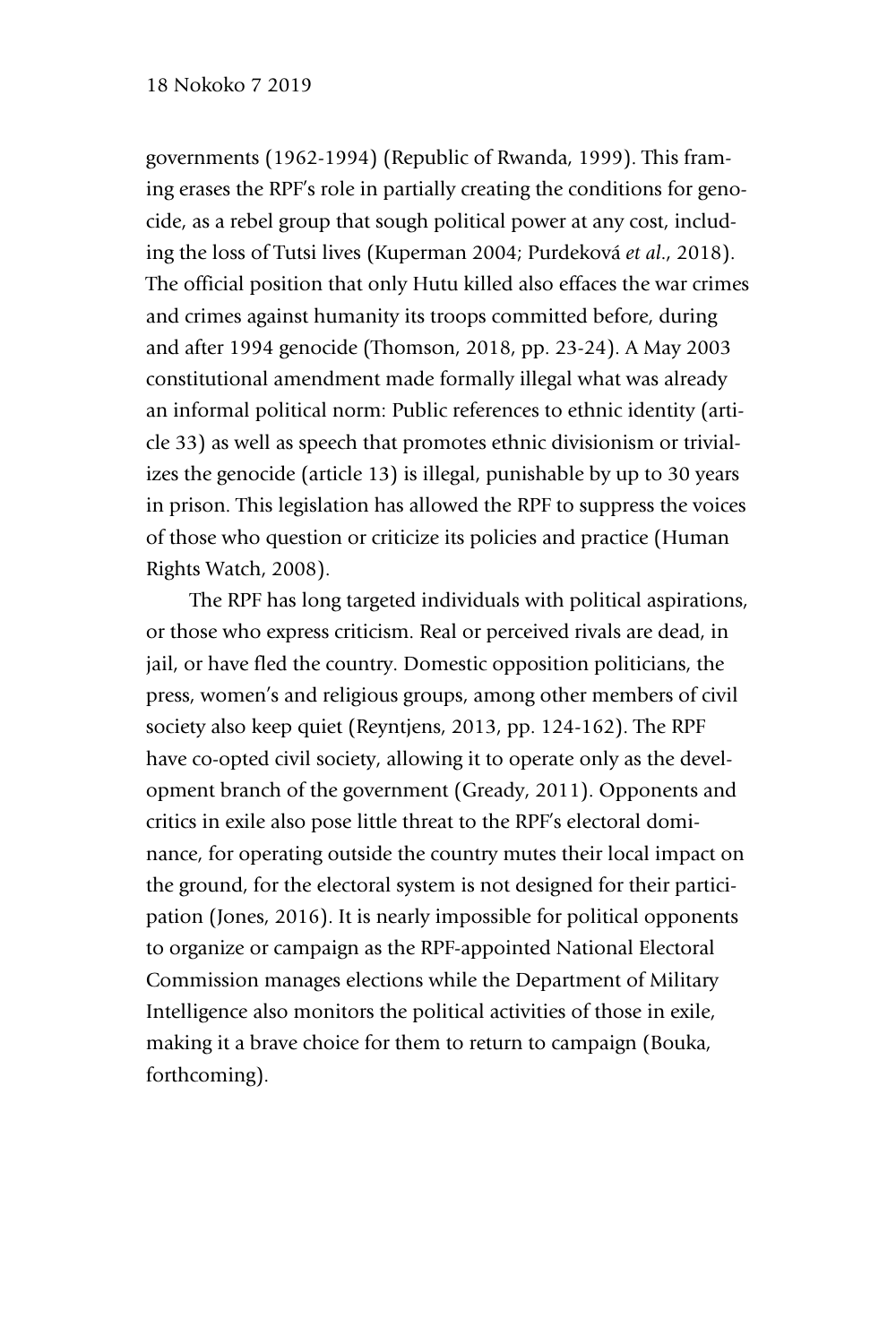governments (1962-1994) (Republic of Rwanda, 1999). This framing erases the RPF's role in partially creating the conditions for genocide, as a rebel group that sough political power at any cost, including the loss of Tutsi lives (Kuperman 2004; Purdeková *et al*., 2018). The official position that only Hutu killed also effaces the war crimes and crimes against humanity its troops committed before, during and after 1994 genocide (Thomson, 2018, pp. 23-24). A May 2003 constitutional amendment made formally illegal what was already an informal political norm: Public references to ethnic identity (article 33) as well as speech that promotes ethnic divisionism or trivializes the genocide (article 13) is illegal, punishable by up to 30 years in prison. This legislation has allowed the RPF to suppress the voices of those who question or criticize its policies and practice (Human Rights Watch, 2008).

The RPF has long targeted individuals with political aspirations, or those who express criticism. Real or perceived rivals are dead, in jail, or have fled the country. Domestic opposition politicians, the press, women's and religious groups, among other members of civil society also keep quiet (Reyntjens, 2013, pp. 124-162). The RPF have co-opted civil society, allowing it to operate only as the development branch of the government (Gready, 2011). Opponents and critics in exile also pose little threat to the RPF's electoral dominance, for operating outside the country mutes their local impact on the ground, for the electoral system is not designed for their participation (Jones, 2016). It is nearly impossible for political opponents to organize or campaign as the RPF-appointed National Electoral Commission manages elections while the Department of Military Intelligence also monitors the political activities of those in exile, making it a brave choice for them to return to campaign (Bouka, forthcoming).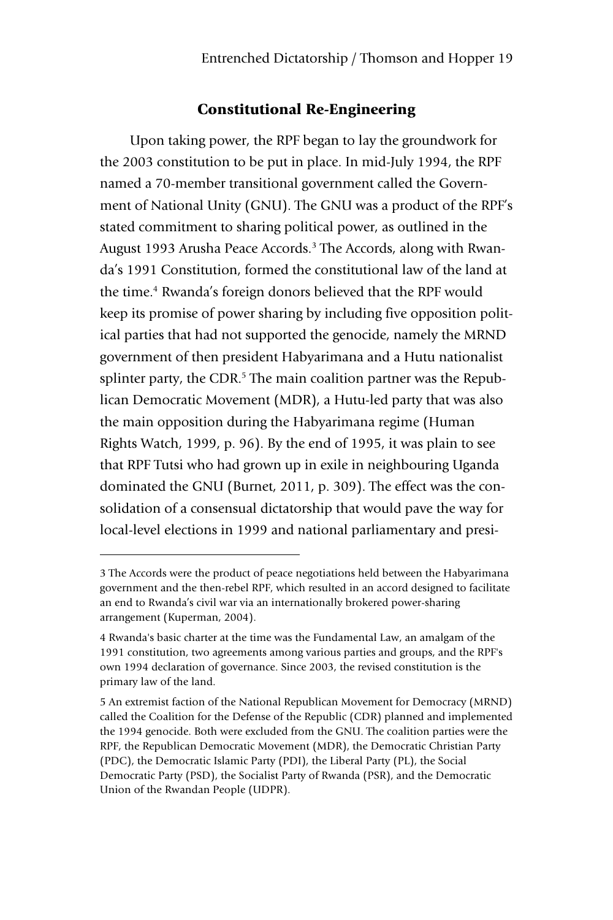## Constitutional Re-Engineering

Upon taking power, the RPF began to lay the groundwork for the 2003 constitution to be put in place. In mid-July 1994, the RPF named a 70-member transitional government called the Government of National Unity (GNU). The GNU was a product of the RPF's stated commitment to sharing political power, as outlined in the August 1993 Arusha Peace Accords.[3] The Accords, along with Rwanda's 1991 Constitution, formed the constitutional law of the land at the time.[4] Rwanda's foreign donors believed that the RPF would keep its promise of power sharing by including five opposition political parties that had not supported the genocide, namely the MRND government of then president Habyarimana and a Hutu nationalist splinter party, the CDR.[5] The main coalition partner was the Republican Democratic Movement (MDR), a Hutu-led party that was also the main opposition during the Habyarimana regime (Human Rights Watch, 1999, p. 96). By the end of 1995, it was plain to see that RPF Tutsi who had grown up in exile in neighbouring Uganda dominated the GNU (Burnet, 2011, p. 309). The effect was the consolidation of a consensual dictatorship that would pave the way for local-level elections in 1999 and national parliamentary and presi-

---

3 The Accords were the product of peace negotiations held between the Habyarimana government and the then-rebel RPF, which resulted in an accord designed to facilitate an end to Rwanda's civil war via an internationally brokered power-sharing arrangement (Kuperman, 2004).

4 Rwanda's basic charter at the time was the Fundamental Law, an amalgam of the 1991 constitution, two agreements among various parties and groups, and the RPF's own 1994 declaration of governance. Since 2003, the revised constitution is the primary law of the land.

5 An extremist faction of the National Republican Movement for Democracy (MRND) called the Coalition for the Defense of the Republic (CDR) planned and implemented the 1994 genocide. Both were excluded from the GNU. The coalition parties were the RPF, the Republican Democratic Movement (MDR), the Democratic Christian Party (PDC), the Democratic Islamic Party (PDI), the Liberal Party (PL), the Social Democratic Party (PSD), the Socialist Party of Rwanda (PSR), and the Democratic Union of the Rwandan People (UDPR).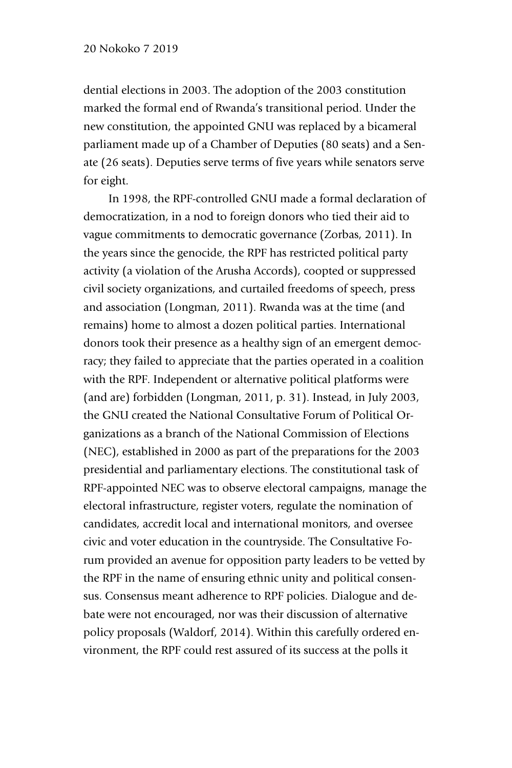dential elections in 2003. The adoption of the 2003 constitution marked the formal end of Rwanda's transitional period. Under the new constitution, the appointed GNU was replaced by a bicameral parliament made up of a Chamber of Deputies (80 seats) and a Senate (26 seats). Deputies serve terms of five years while senators serve for eight.

In 1998, the RPF-controlled GNU made a formal declaration of democratization, in a nod to foreign donors who tied their aid to vague commitments to democratic governance (Zorbas, 2011). In the years since the genocide, the RPF has restricted political party activity (a violation of the Arusha Accords), coopted or suppressed civil society organizations, and curtailed freedoms of speech, press and association (Longman, 2011). Rwanda was at the time (and remains) home to almost a dozen political parties. International donors took their presence as a healthy sign of an emergent democracy; they failed to appreciate that the parties operated in a coalition with the RPF. Independent or alternative political platforms were (and are) forbidden (Longman, 2011, p. 31). Instead, in July 2003, the GNU created the National Consultative Forum of Political Organizations as a branch of the National Commission of Elections (NEC), established in 2000 as part of the preparations for the 2003 presidential and parliamentary elections. The constitutional task of RPF-appointed NEC was to observe electoral campaigns, manage the electoral infrastructure, register voters, regulate the nomination of candidates, accredit local and international monitors, and oversee civic and voter education in the countryside. The Consultative Forum provided an avenue for opposition party leaders to be vetted by the RPF in the name of ensuring ethnic unity and political consensus. Consensus meant adherence to RPF policies. Dialogue and debate were not encouraged, nor was their discussion of alternative policy proposals (Waldorf, 2014). Within this carefully ordered environment, the RPF could rest assured of its success at the polls it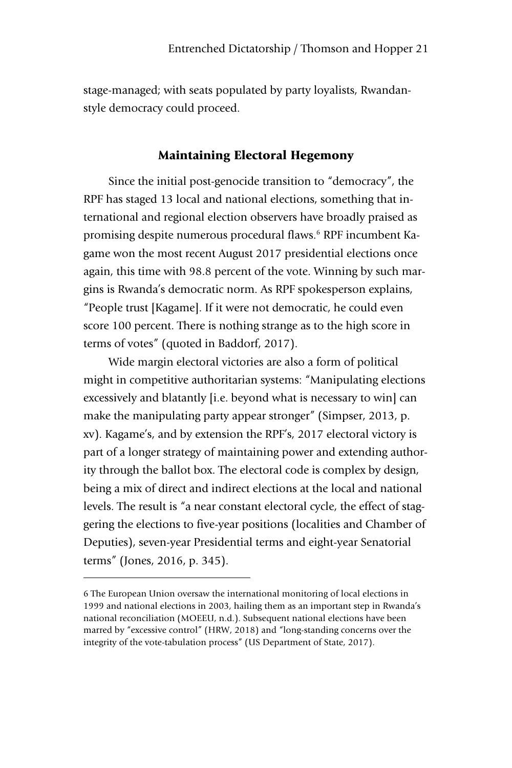stage-managed; with seats populated by party loyalists, Rwandan-style democracy could proceed.

## Maintaining Electoral Hegemony

Since the initial post-genocide transition to "democracy", the RPF has staged 13 local and national elections, something that international and regional election observers have broadly praised as promising despite numerous procedural flaws.[6] RPF incumbent Kagame won the most recent August 2017 presidential elections once again, this time with 98.8 percent of the vote. Winning by such margins is Rwanda's democratic norm. As RPF spokesperson explains, "People trust [Kagame]. If it were not democratic, he could even score 100 percent. There is nothing strange as to the high score in terms of votes" (quoted in Baddorf, 2017).

Wide margin electoral victories are also a form of political might in competitive authoritarian systems: "Manipulating elections excessively and blatantly [i.e. beyond what is necessary to win] can make the manipulating party appear stronger" (Simpser, 2013, p. xv). Kagame's, and by extension the RPF's, 2017 electoral victory is part of a longer strategy of maintaining power and extending authority through the ballot box. The electoral code is complex by design, being a mix of direct and indirect elections at the local and national levels. The result is "a near constant electoral cycle, the effect of staggering the elections to five-year positions (localities and Chamber of Deputies), seven-year Presidential terms and eight-year Senatorial terms" (Jones, 2016, p. 345).

---

6 The European Union oversaw the international monitoring of local elections in 1999 and national elections in 2003, hailing them as an important step in Rwanda's national reconciliation (MOEEU, n.d.). Subsequent national elections have been marred by "excessive control" (HRW, 2018) and "long-standing concerns over the integrity of the vote-tabulation process" (US Department of State, 2017).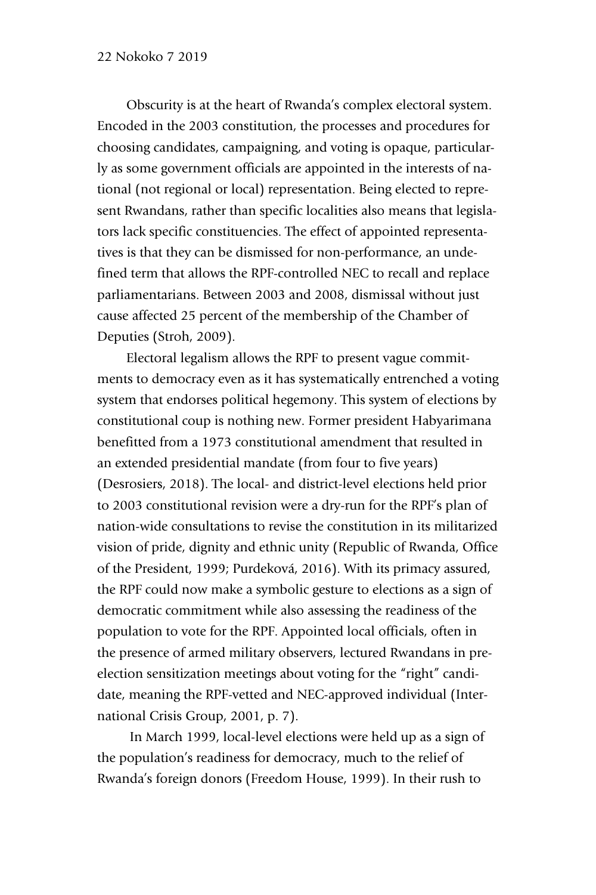Obscurity is at the heart of Rwanda's complex electoral system. Encoded in the 2003 constitution, the processes and procedures for choosing candidates, campaigning, and voting is opaque, particularly as some government officials are appointed in the interests of national (not regional or local) representation. Being elected to represent Rwandans, rather than specific localities also means that legislators lack specific constituencies. The effect of appointed representatives is that they can be dismissed for non-performance, an undefined term that allows the RPF-controlled NEC to recall and replace parliamentarians. Between 2003 and 2008, dismissal without just cause affected 25 percent of the membership of the Chamber of Deputies (Stroh, 2009).

Electoral legalism allows the RPF to present vague commitments to democracy even as it has systematically entrenched a voting system that endorses political hegemony. This system of elections by constitutional coup is nothing new. Former president Habyarimana benefitted from a 1973 constitutional amendment that resulted in an extended presidential mandate (from four to five years) (Desrosiers, 2018). The local- and district-level elections held prior to 2003 constitutional revision were a dry-run for the RPF's plan of nation-wide consultations to revise the constitution in its militarized vision of pride, dignity and ethnic unity (Republic of Rwanda, Office of the President, 1999; Purdeková, 2016). With its primacy assured, the RPF could now make a symbolic gesture to elections as a sign of democratic commitment while also assessing the readiness of the population to vote for the RPF. Appointed local officials, often in the presence of armed military observers, lectured Rwandans in pre-election sensitization meetings about voting for the "right" candidate, meaning the RPF-vetted and NEC-approved individual (International Crisis Group, 2001, p. 7).

In March 1999, local-level elections were held up as a sign of the population's readiness for democracy, much to the relief of Rwanda's foreign donors (Freedom House, 1999). In their rush to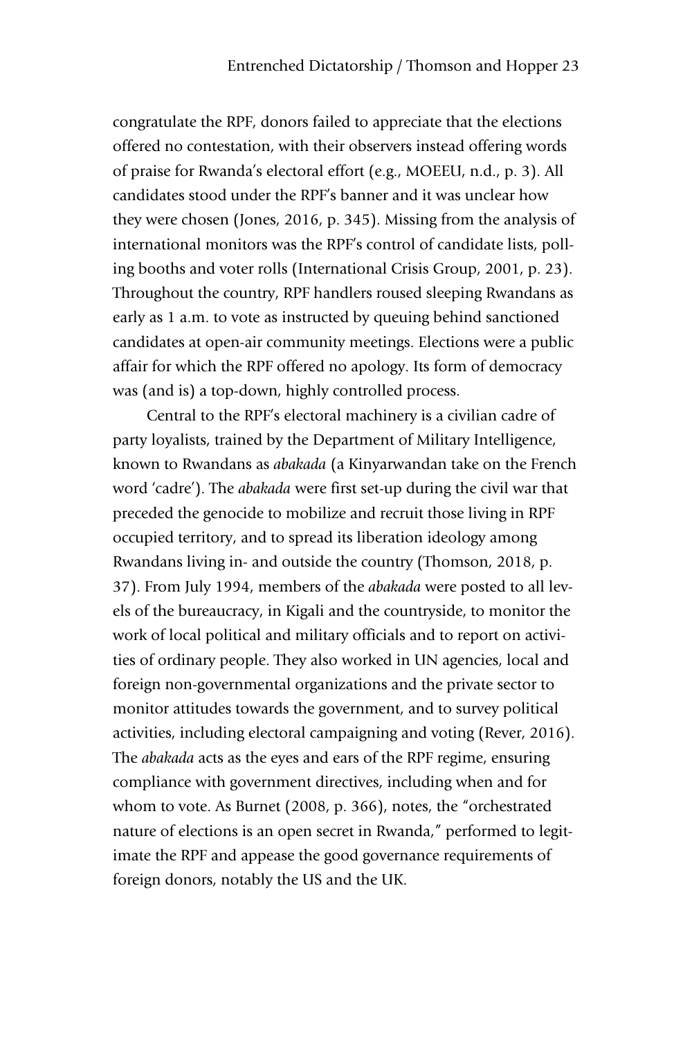congratulate the RPF, donors failed to appreciate that the elections offered no contestation, with their observers instead offering words of praise for Rwanda's electoral effort (e.g., MOEEU, n.d., p. 3). All candidates stood under the RPF's banner and it was unclear how they were chosen (Jones, 2016, p. 345). Missing from the analysis of international monitors was the RPF's control of candidate lists, polling booths and voter rolls (International Crisis Group, 2001, p. 23). Throughout the country, RPF handlers roused sleeping Rwandans as early as 1 a.m. to vote as instructed by queuing behind sanctioned candidates at open-air community meetings. Elections were a public affair for which the RPF offered no apology. Its form of democracy was (and is) a top-down, highly controlled process.

Central to the RPF's electoral machinery is a civilian cadre of party loyalists, trained by the Department of Military Intelligence, known to Rwandans as *abakada* (a Kinyarwandan take on the French word 'cadre'). The *abakada* were first set-up during the civil war that preceded the genocide to mobilize and recruit those living in RPF occupied territory, and to spread its liberation ideology among Rwandans living in- and outside the country (Thomson, 2018, p. 37). From July 1994, members of the *abakada* were posted to all levels of the bureaucracy, in Kigali and the countryside, to monitor the work of local political and military officials and to report on activities of ordinary people. They also worked in UN agencies, local and foreign non-governmental organizations and the private sector to monitor attitudes towards the government, and to survey political activities, including electoral campaigning and voting (Rever, 2016). The *abakada* acts as the eyes and ears of the RPF regime, ensuring compliance with government directives, including when and for whom to vote. As Burnet (2008, p. 366), notes, the "orchestrated nature of elections is an open secret in Rwanda," performed to legitimate the RPF and appease the good governance requirements of foreign donors, notably the US and the UK.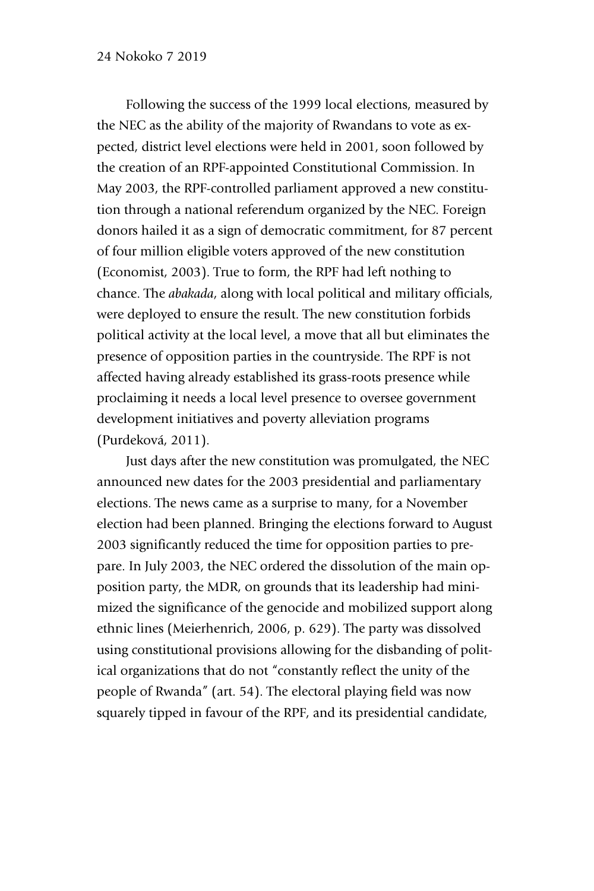Following the success of the 1999 local elections, measured by the NEC as the ability of the majority of Rwandans to vote as expected, district level elections were held in 2001, soon followed by the creation of an RPF-appointed Constitutional Commission. In May 2003, the RPF-controlled parliament approved a new constitution through a national referendum organized by the NEC. Foreign donors hailed it as a sign of democratic commitment, for 87 percent of four million eligible voters approved of the new constitution (Economist, 2003). True to form, the RPF had left nothing to chance. The *abakada*, along with local political and military officials, were deployed to ensure the result. The new constitution forbids political activity at the local level, a move that all but eliminates the presence of opposition parties in the countryside. The RPF is not affected having already established its grass-roots presence while proclaiming it needs a local level presence to oversee government development initiatives and poverty alleviation programs (Purdeková, 2011).

Just days after the new constitution was promulgated, the NEC announced new dates for the 2003 presidential and parliamentary elections. The news came as a surprise to many, for a November election had been planned. Bringing the elections forward to August 2003 significantly reduced the time for opposition parties to prepare. In July 2003, the NEC ordered the dissolution of the main opposition party, the MDR, on grounds that its leadership had minimized the significance of the genocide and mobilized support along ethnic lines (Meierhenrich, 2006, p. 629). The party was dissolved using constitutional provisions allowing for the disbanding of political organizations that do not "constantly reflect the unity of the people of Rwanda" (art. 54). The electoral playing field was now squarely tipped in favour of the RPF, and its presidential candidate,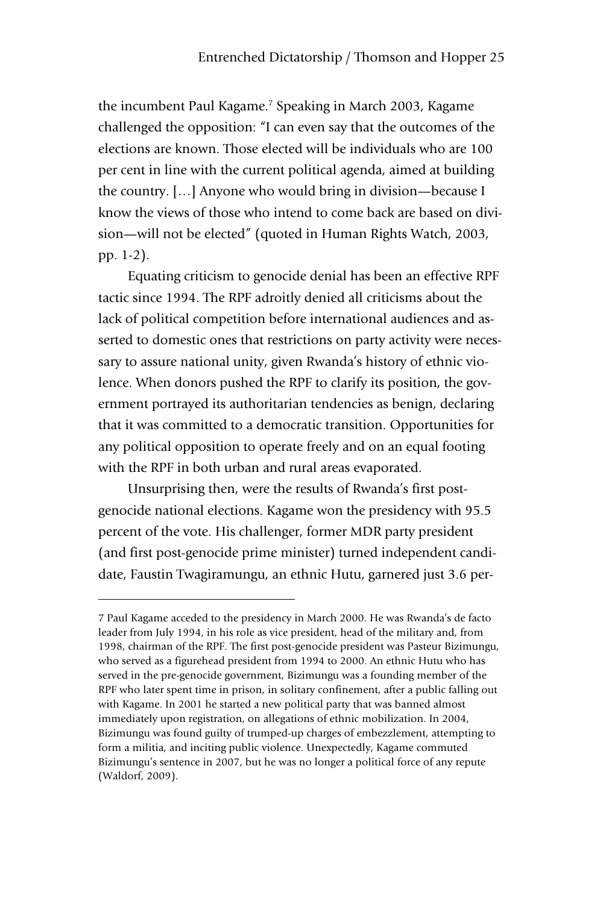the incumbent Paul Kagame.[7] Speaking in March 2003, Kagame challenged the opposition: "I can even say that the outcomes of the elections are known. Those elected will be individuals who are 100 per cent in line with the current political agenda, aimed at building the country. [...] Anyone who would bring in division—because I know the views of those who intend to come back are based on division—will not be elected" (quoted in Human Rights Watch, 2003, pp. 1-2).

Equating criticism to genocide denial has been an effective RPF tactic since 1994. The RPF adroitly denied all criticisms about the lack of political competition before international audiences and asserted to domestic ones that restrictions on party activity were necessary to assure national unity, given Rwanda's history of ethnic violence. When donors pushed the RPF to clarify its position, the government portrayed its authoritarian tendencies as benign, declaring that it was committed to a democratic transition. Opportunities for any political opposition to operate freely and on an equal footing with the RPF in both urban and rural areas evaporated.

Unsurprising then, were the results of Rwanda's first post-genocide national elections. Kagame won the presidency with 95.5 percent of the vote. His challenger, former MDR party president (and first post-genocide prime minister) turned independent candidate, Faustin Twagiramungu, an ethnic Hutu, garnered just 3.6 per-

---

7 Paul Kagame acceded to the presidency in March 2000. He was Rwanda's de facto leader from July 1994, in his role as vice president, head of the military and, from 1998, chairman of the RPF. The first post-genocide president was Pasteur Bizimungu, who served as a figurehead president from 1994 to 2000. An ethnic Hutu who has served in the pre-genocide government, Bizimungu was a founding member of the RPF who later spent time in prison, in solitary confinement, after a public falling out with Kagame. In 2001 he started a new political party that was banned almost immediately upon registration, on allegations of ethnic mobilization. In 2004, Bizimungu was found guilty of trumped-up charges of embezzlement, attempting to form a militia, and inciting public violence. Unexpectedly, Kagame commuted Bizimungu's sentence in 2007, but he was no longer a political force of any repute (Waldorf, 2009).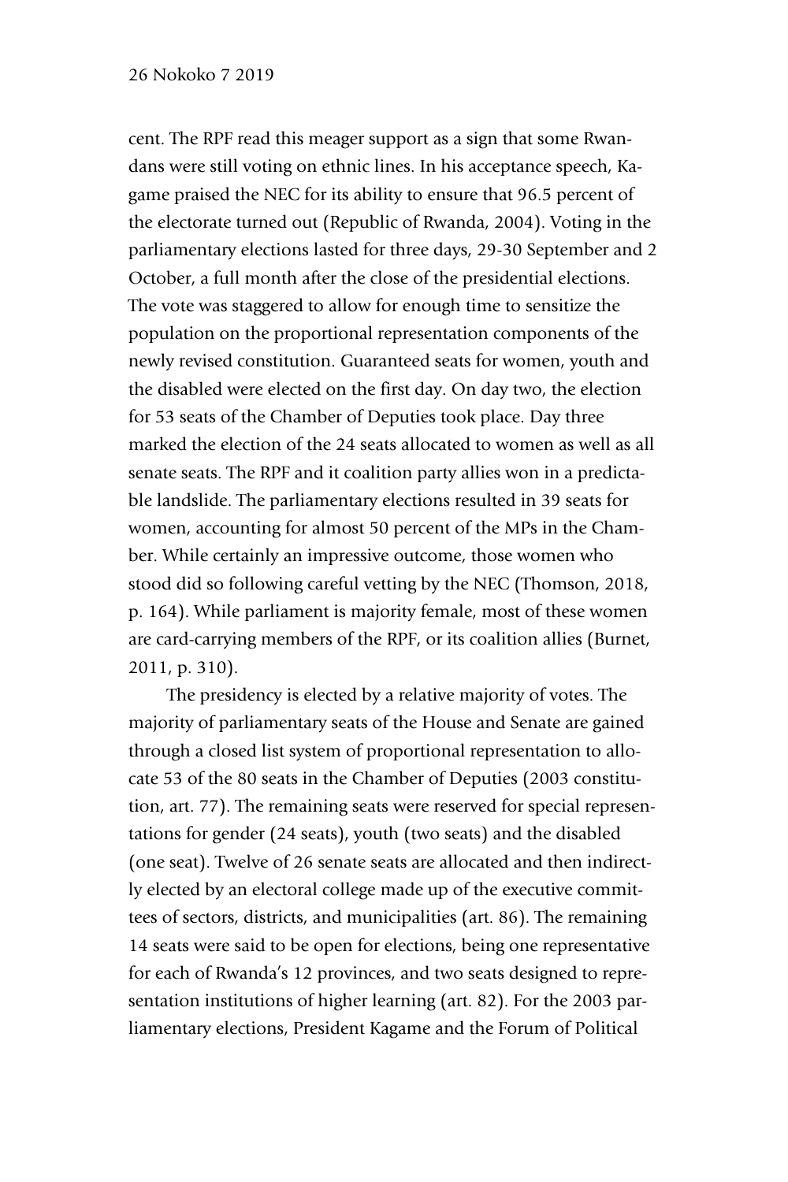cent. The RPF read this meager support as a sign that some Rwandans were still voting on ethnic lines. In his acceptance speech, Kagame praised the NEC for its ability to ensure that 96.5 percent of the electorate turned out (Republic of Rwanda, 2004). Voting in the parliamentary elections lasted for three days, 29-30 September and 2 October, a full month after the close of the presidential elections. The vote was staggered to allow for enough time to sensitize the population on the proportional representation components of the newly revised constitution. Guaranteed seats for women, youth and the disabled were elected on the first day. On day two, the election for 53 seats of the Chamber of Deputies took place. Day three marked the election of the 24 seats allocated to women as well as all senate seats. The RPF and it coalition party allies won in a predictable landslide. The parliamentary elections resulted in 39 seats for women, accounting for almost 50 percent of the MPs in the Chamber. While certainly an impressive outcome, those women who stood did so following careful vetting by the NEC (Thomson, 2018, p. 164). While parliament is majority female, most of these women are card-carrying members of the RPF, or its coalition allies (Burnet, 2011, p. 310).

The presidency is elected by a relative majority of votes. The majority of parliamentary seats of the House and Senate are gained through a closed list system of proportional representation to allocate 53 of the 80 seats in the Chamber of Deputies (2003 constitution, art. 77). The remaining seats were reserved for special representations for gender (24 seats), youth (two seats) and the disabled (one seat). Twelve of 26 senate seats are allocated and then indirectly elected by an electoral college made up of the executive committees of sectors, districts, and municipalities (art. 86). The remaining 14 seats were said to be open for elections, being one representative for each of Rwanda's 12 provinces, and two seats designed to representation institutions of higher learning (art. 82). For the 2003 parliamentary elections, President Kagame and the Forum of Political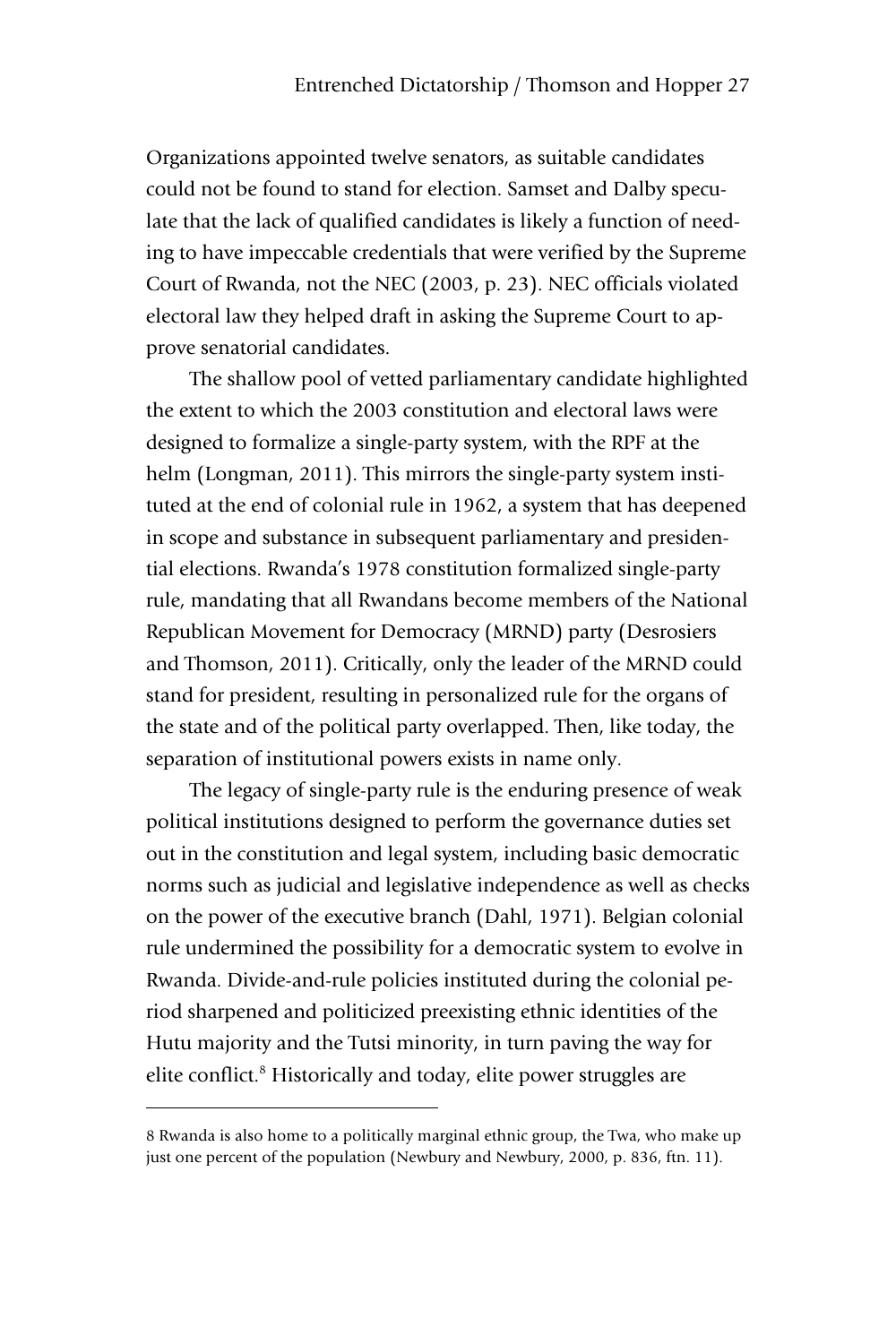Organizations appointed twelve senators, as suitable candidates could not be found to stand for election. Samset and Dalby speculate that the lack of qualified candidates is likely a function of needing to have impeccable credentials that were verified by the Supreme Court of Rwanda, not the NEC (2003, p. 23). NEC officials violated electoral law they helped draft in asking the Supreme Court to approve senatorial candidates.

The shallow pool of vetted parliamentary candidate highlighted the extent to which the 2003 constitution and electoral laws were designed to formalize a single-party system, with the RPF at the helm (Longman, 2011). This mirrors the single-party system instituted at the end of colonial rule in 1962, a system that has deepened in scope and substance in subsequent parliamentary and presidential elections. Rwanda's 1978 constitution formalized single-party rule, mandating that all Rwandans become members of the National Republican Movement for Democracy (MRND) party (Desrosiers and Thomson, 2011). Critically, only the leader of the MRND could stand for president, resulting in personalized rule for the organs of the state and of the political party overlapped. Then, like today, the separation of institutional powers exists in name only.

The legacy of single-party rule is the enduring presence of weak political institutions designed to perform the governance duties set out in the constitution and legal system, including basic democratic norms such as judicial and legislative independence as well as checks on the power of the executive branch (Dahl, 1971). Belgian colonial rule undermined the possibility for a democratic system to evolve in Rwanda. Divide-and-rule policies instituted during the colonial period sharpened and politicized preexisting ethnic identities of the Hutu majority and the Tutsi minority, in turn paving the way for elite conflict.[8] Historically and today, elite power struggles are

8 Rwanda is also home to a politically marginal ethnic group, the Twa, who make up just one percent of the population (Newbury and Newbury, 2000, p. 836, ftn. 11).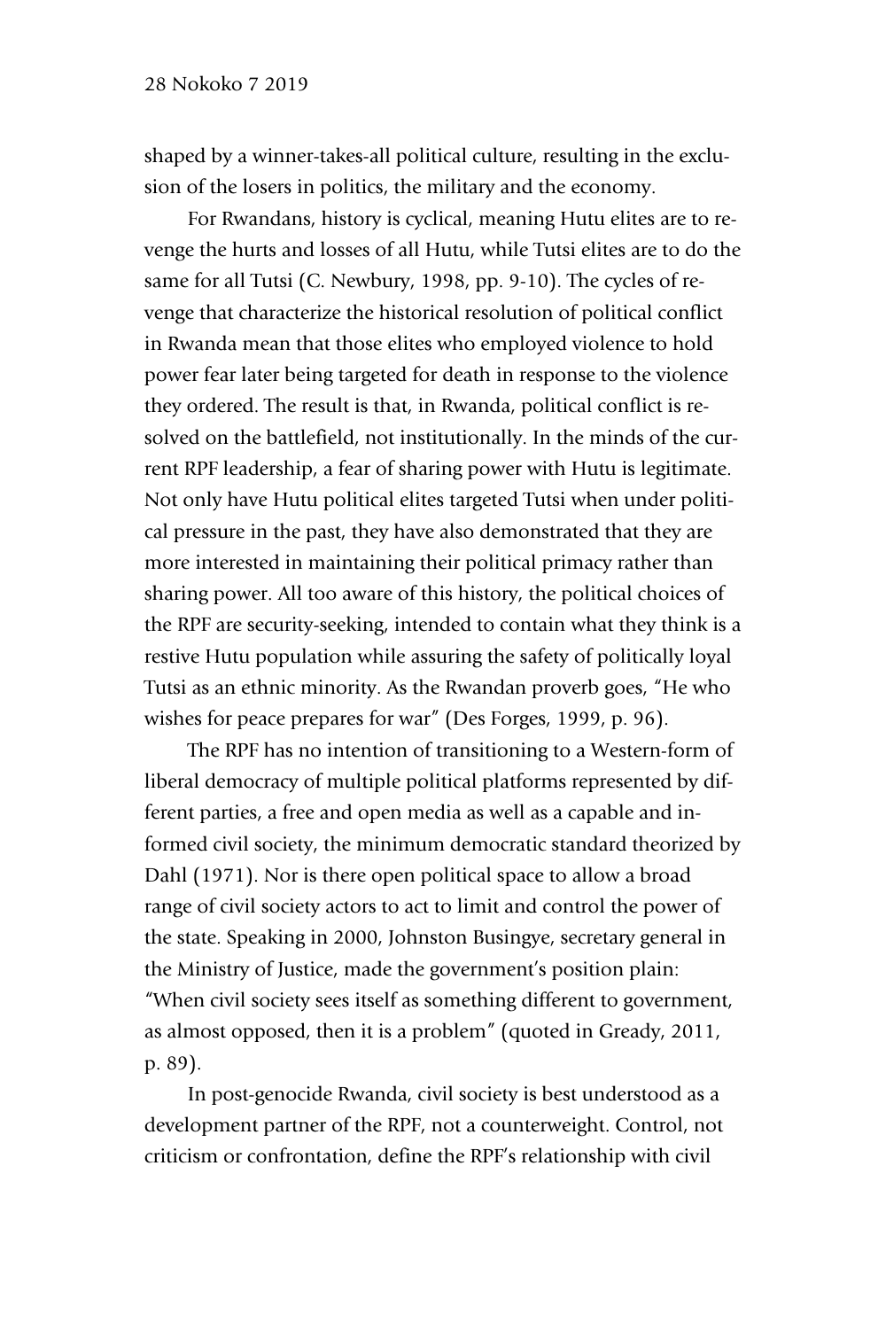shaped by a winner-takes-all political culture, resulting in the exclusion of the losers in politics, the military and the economy.

For Rwandans, history is cyclical, meaning Hutu elites are to revenge the hurts and losses of all Hutu, while Tutsi elites are to do the same for all Tutsi (C. Newbury, 1998, pp. 9-10). The cycles of revenge that characterize the historical resolution of political conflict in Rwanda mean that those elites who employed violence to hold power fear later being targeted for death in response to the violence they ordered. The result is that, in Rwanda, political conflict is resolved on the battlefield, not institutionally. In the minds of the current RPF leadership, a fear of sharing power with Hutu is legitimate. Not only have Hutu political elites targeted Tutsi when under political pressure in the past, they have also demonstrated that they are more interested in maintaining their political primacy rather than sharing power. All too aware of this history, the political choices of the RPF are security-seeking, intended to contain what they think is a restive Hutu population while assuring the safety of politically loyal Tutsi as an ethnic minority. As the Rwandan proverb goes, "He who wishes for peace prepares for war" (Des Forges, 1999, p. 96).

The RPF has no intention of transitioning to a Western-form of liberal democracy of multiple political platforms represented by different parties, a free and open media as well as a capable and informed civil society, the minimum democratic standard theorized by Dahl (1971). Nor is there open political space to allow a broad range of civil society actors to act to limit and control the power of the state. Speaking in 2000, Johnston Busingye, secretary general in the Ministry of Justice, made the government's position plain: "When civil society sees itself as something different to government, as almost opposed, then it is a problem" (quoted in Gready, 2011, p. 89).

In post-genocide Rwanda, civil society is best understood as a development partner of the RPF, not a counterweight. Control, not criticism or confrontation, define the RPF's relationship with civil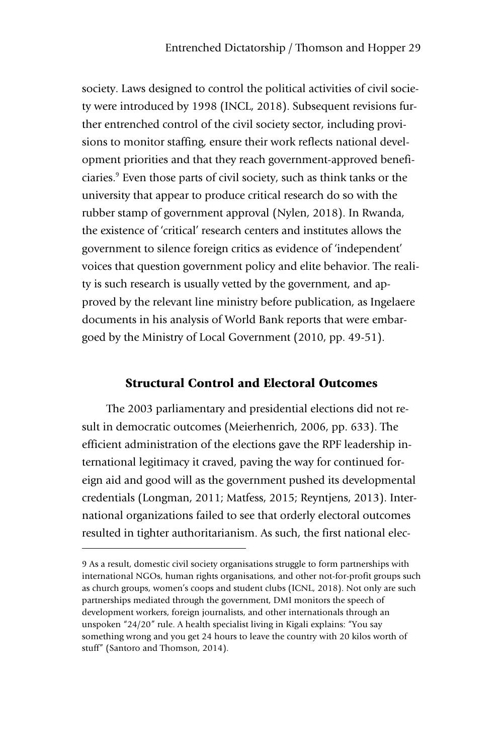society. Laws designed to control the political activities of civil society were introduced by 1998 (INCL, 2018). Subsequent revisions further entrenched control of the civil society sector, including provisions to monitor staffing, ensure their work reflects national development priorities and that they reach government-approved beneficiaries.[9] Even those parts of civil society, such as think tanks or the university that appear to produce critical research do so with the rubber stamp of government approval (Nylen, 2018). In Rwanda, the existence of 'critical' research centers and institutes allows the government to silence foreign critics as evidence of 'independent' voices that question government policy and elite behavior. The reality is such research is usually vetted by the government, and approved by the relevant line ministry before publication, as Ingelaere documents in his analysis of World Bank reports that were embargoed by the Ministry of Local Government (2010, pp. 49-51).

## Structural Control and Electoral Outcomes

The 2003 parliamentary and presidential elections did not result in democratic outcomes (Meierhenrich, 2006, pp. 633). The efficient administration of the elections gave the RPF leadership international legitimacy it craved, paving the way for continued foreign aid and good will as the government pushed its developmental credentials (Longman, 2011; Matfess, 2015; Reyntjens, 2013). International organizations failed to see that orderly electoral outcomes resulted in tighter authoritarianism. As such, the first national elec-

---

9 As a result, domestic civil society organisations struggle to form partnerships with international NGOs, human rights organisations, and other not-for-profit groups such as church groups, women's coops and student clubs (ICNL, 2018). Not only are such partnerships mediated through the government, DMI monitors the speech of development workers, foreign journalists, and other internationals through an unspoken "24/20" rule. A health specialist living in Kigali explains: "You say something wrong and you get 24 hours to leave the country with 20 kilos worth of stuff" (Santoro and Thomson, 2014).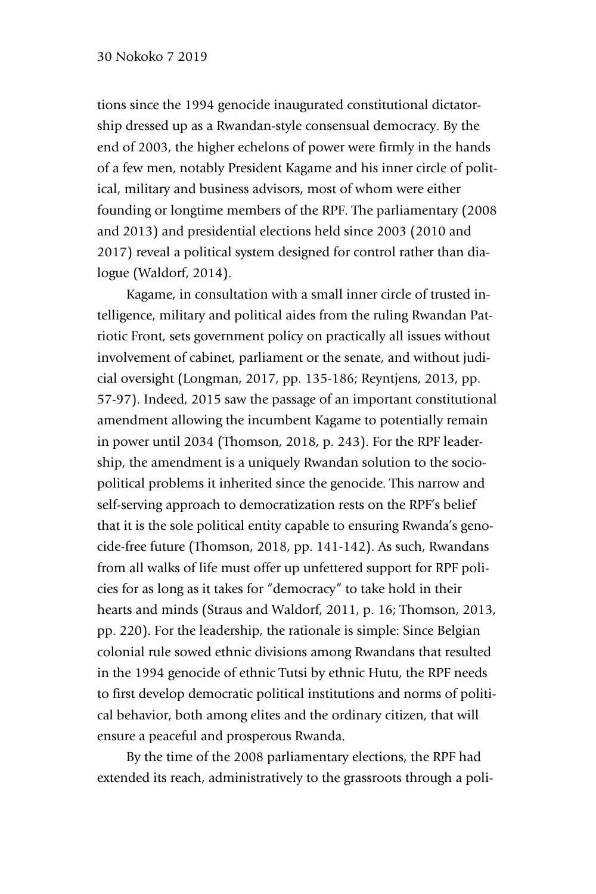tions since the 1994 genocide inaugurated constitutional dictatorship dressed up as a Rwandan-style consensual democracy. By the end of 2003, the higher echelons of power were firmly in the hands of a few men, notably President Kagame and his inner circle of political, military and business advisors, most of whom were either founding or longtime members of the RPF. The parliamentary (2008 and 2013) and presidential elections held since 2003 (2010 and 2017) reveal a political system designed for control rather than dialogue (Waldorf, 2014).

Kagame, in consultation with a small inner circle of trusted intelligence, military and political aides from the ruling Rwandan Patriotic Front, sets government policy on practically all issues without involvement of cabinet, parliament or the senate, and without judicial oversight (Longman, 2017, pp. 135-186; Reyntjens, 2013, pp. 57-97). Indeed, 2015 saw the passage of an important constitutional amendment allowing the incumbent Kagame to potentially remain in power until 2034 (Thomson, 2018, p. 243). For the RPF leadership, the amendment is a uniquely Rwandan solution to the socio-political problems it inherited since the genocide. This narrow and self-serving approach to democratization rests on the RPF's belief that it is the sole political entity capable to ensuring Rwanda's genocide-free future (Thomson, 2018, pp. 141-142). As such, Rwandans from all walks of life must offer up unfettered support for RPF policies for as long as it takes for "democracy" to take hold in their hearts and minds (Straus and Waldorf, 2011, p. 16; Thomson, 2013, pp. 220). For the leadership, the rationale is simple: Since Belgian colonial rule sowed ethnic divisions among Rwandans that resulted in the 1994 genocide of ethnic Tutsi by ethnic Hutu, the RPF needs to first develop democratic political institutions and norms of political behavior, both among elites and the ordinary citizen, that will ensure a peaceful and prosperous Rwanda.

By the time of the 2008 parliamentary elections, the RPF had extended its reach, administratively to the grassroots through a poli-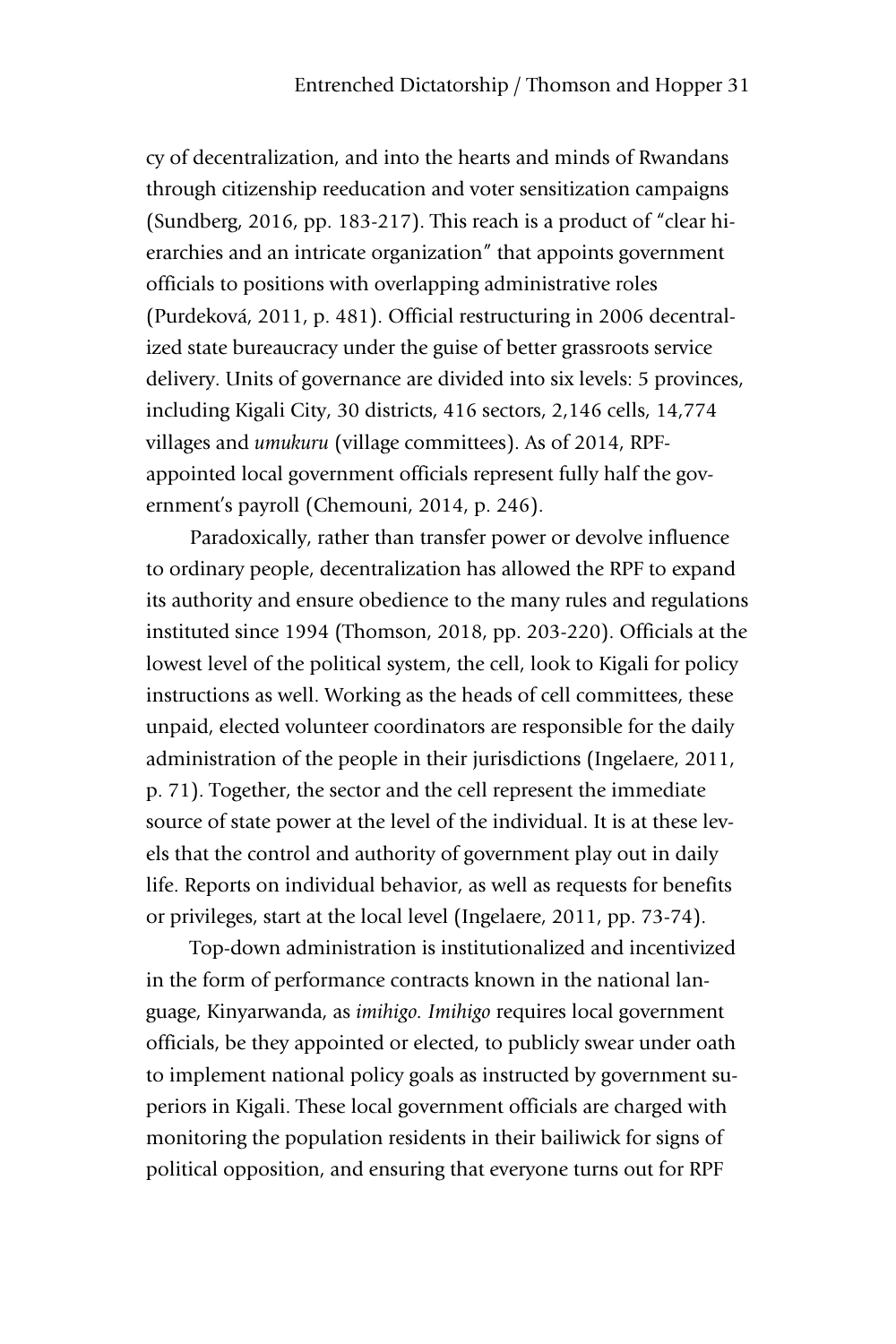cy of decentralization, and into the hearts and minds of Rwandans through citizenship reeducation and voter sensitization campaigns (Sundberg, 2016, pp. 183-217). This reach is a product of "clear hierarchies and an intricate organization" that appoints government officials to positions with overlapping administrative roles (Purdeková, 2011, p. 481). Official restructuring in 2006 decentralized state bureaucracy under the guise of better grassroots service delivery. Units of governance are divided into six levels: 5 provinces, including Kigali City, 30 districts, 416 sectors, 2,146 cells, 14,774 villages and *umukuru* (village committees). As of 2014, RPF-appointed local government officials represent fully half the government's payroll (Chemouni, 2014, p. 246).

Paradoxically, rather than transfer power or devolve influence to ordinary people, decentralization has allowed the RPF to expand its authority and ensure obedience to the many rules and regulations instituted since 1994 (Thomson, 2018, pp. 203-220). Officials at the lowest level of the political system, the cell, look to Kigali for policy instructions as well. Working as the heads of cell committees, these unpaid, elected volunteer coordinators are responsible for the daily administration of the people in their jurisdictions (Ingelaere, 2011, p. 71). Together, the sector and the cell represent the immediate source of state power at the level of the individual. It is at these levels that the control and authority of government play out in daily life. Reports on individual behavior, as well as requests for benefits or privileges, start at the local level (Ingelaere, 2011, pp. 73-74).

Top-down administration is institutionalized and incentivized in the form of performance contracts known in the national language, Kinyarwanda, as *imihigo*. *Imihigo* requires local government officials, be they appointed or elected, to publicly swear under oath to implement national policy goals as instructed by government superiors in Kigali. These local government officials are charged with monitoring the population residents in their bailiwick for signs of political opposition, and ensuring that everyone turns out for RPF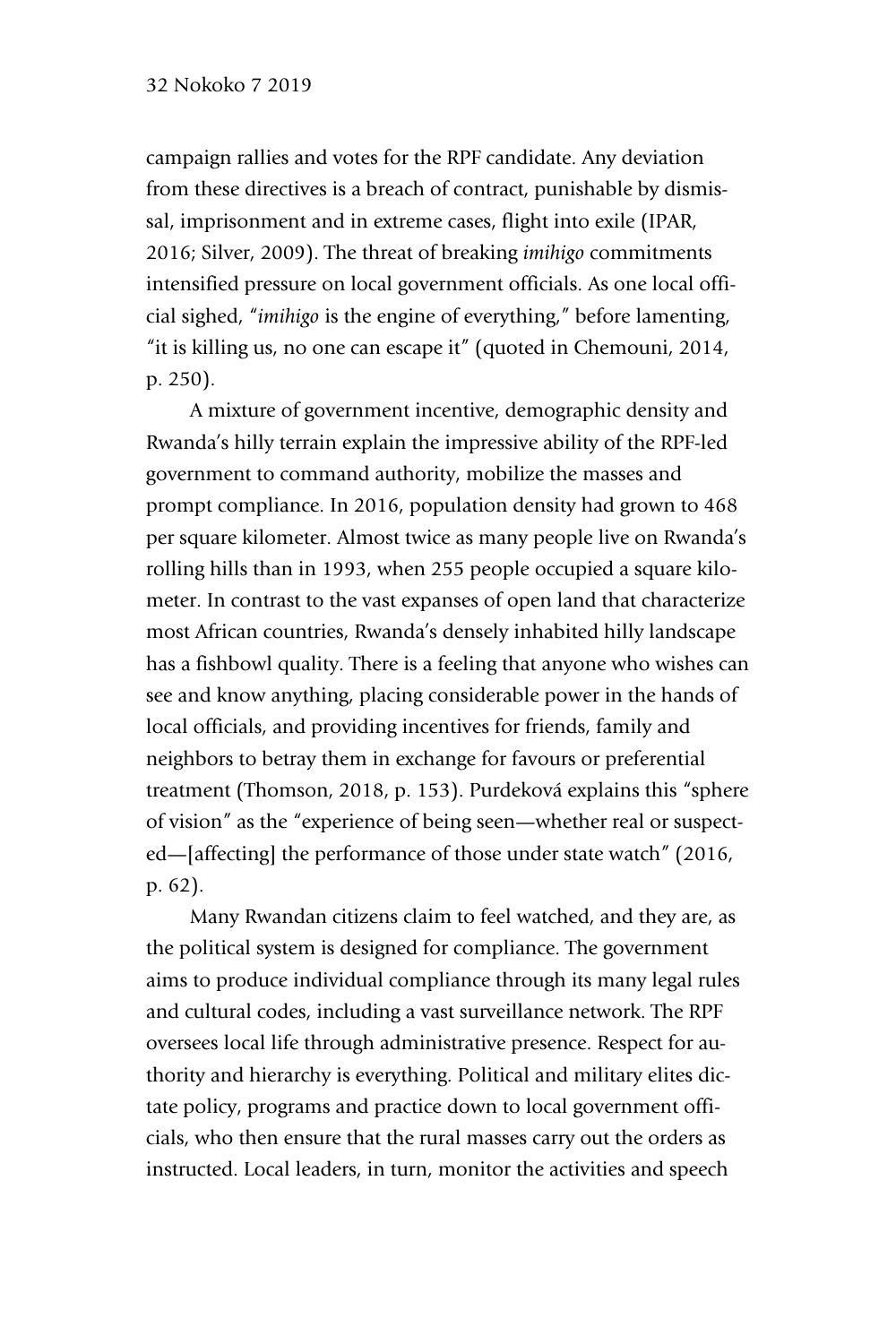campaign rallies and votes for the RPF candidate. Any deviation from these directives is a breach of contract, punishable by dismissal, imprisonment and in extreme cases, flight into exile (IPAR, 2016; Silver, 2009). The threat of breaking *imihigo* commitments intensified pressure on local government officials. As one local official sighed, "*imihigo* is the engine of everything," before lamenting, "it is killing us, no one can escape it" (quoted in Chemouni, 2014, p. 250).

A mixture of government incentive, demographic density and Rwanda's hilly terrain explain the impressive ability of the RPF-led government to command authority, mobilize the masses and prompt compliance. In 2016, population density had grown to 468 per square kilometer. Almost twice as many people live on Rwanda's rolling hills than in 1993, when 255 people occupied a square kilometer. In contrast to the vast expanses of open land that characterize most African countries, Rwanda's densely inhabited hilly landscape has a fishbowl quality. There is a feeling that anyone who wishes can see and know anything, placing considerable power in the hands of local officials, and providing incentives for friends, family and neighbors to betray them in exchange for favours or preferential treatment (Thomson, 2018, p. 153). Purdeková explains this "sphere of vision" as the "experience of being seen—whether real or suspected—[affecting] the performance of those under state watch" (2016, p. 62).

Many Rwandan citizens claim to feel watched, and they are, as the political system is designed for compliance. The government aims to produce individual compliance through its many legal rules and cultural codes, including a vast surveillance network. The RPF oversees local life through administrative presence. Respect for authority and hierarchy is everything. Political and military elites dictate policy, programs and practice down to local government officials, who then ensure that the rural masses carry out the orders as instructed. Local leaders, in turn, monitor the activities and speech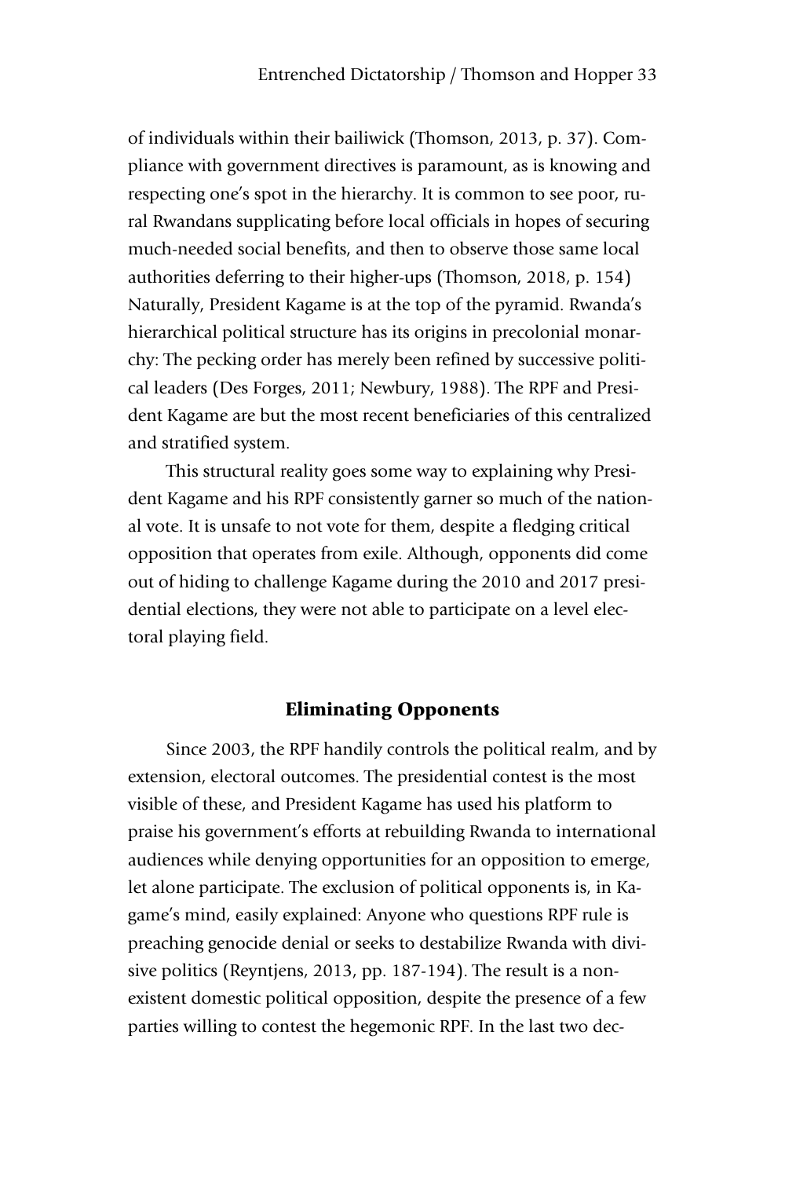of individuals within their bailiwick (Thomson, 2013, p. 37). Compliance with government directives is paramount, as is knowing and respecting one's spot in the hierarchy. It is common to see poor, rural Rwandans supplicating before local officials in hopes of securing much-needed social benefits, and then to observe those same local authorities deferring to their higher-ups (Thomson, 2018, p. 154) Naturally, President Kagame is at the top of the pyramid. Rwanda's hierarchical political structure has its origins in precolonial monarchy: The pecking order has merely been refined by successive political leaders (Des Forges, 2011; Newbury, 1988). The RPF and President Kagame are but the most recent beneficiaries of this centralized and stratified system.

This structural reality goes some way to explaining why President Kagame and his RPF consistently garner so much of the national vote. It is unsafe to not vote for them, despite a fledging critical opposition that operates from exile. Although, opponents did come out of hiding to challenge Kagame during the 2010 and 2017 presidential elections, they were not able to participate on a level electoral playing field.

## Eliminating Opponents

Since 2003, the RPF handily controls the political realm, and by extension, electoral outcomes. The presidential contest is the most visible of these, and President Kagame has used his platform to praise his government's efforts at rebuilding Rwanda to international audiences while denying opportunities for an opposition to emerge, let alone participate. The exclusion of political opponents is, in Kagame's mind, easily explained: Anyone who questions RPF rule is preaching genocide denial or seeks to destabilize Rwanda with divisive politics (Reyntjens, 2013, pp. 187-194). The result is a nonexistent domestic political opposition, despite the presence of a few parties willing to contest the hegemonic RPF. In the last two dec-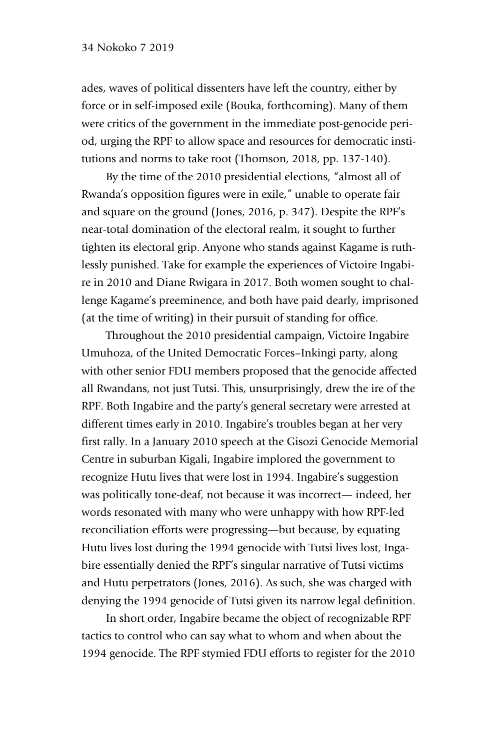ades, waves of political dissenters have left the country, either by force or in self-imposed exile (Bouka, forthcoming). Many of them were critics of the government in the immediate post-genocide period, urging the RPF to allow space and resources for democratic institutions and norms to take root (Thomson, 2018, pp. 137-140).

By the time of the 2010 presidential elections, "almost all of Rwanda's opposition figures were in exile," unable to operate fair and square on the ground (Jones, 2016, p. 347). Despite the RPF's near-total domination of the electoral realm, it sought to further tighten its electoral grip. Anyone who stands against Kagame is ruthlessly punished. Take for example the experiences of Victoire Ingabire in 2010 and Diane Rwigara in 2017. Both women sought to challenge Kagame's preeminence, and both have paid dearly, imprisoned (at the time of writing) in their pursuit of standing for office.

Throughout the 2010 presidential campaign, Victoire Ingabire Umuhoza, of the United Democratic Forces–Inkingi party, along with other senior FDU members proposed that the genocide affected all Rwandans, not just Tutsi. This, unsurprisingly, drew the ire of the RPF. Both Ingabire and the party's general secretary were arrested at different times early in 2010. Ingabire's troubles began at her very first rally. In a January 2010 speech at the Gisozi Genocide Memorial Centre in suburban Kigali, Ingabire implored the government to recognize Hutu lives that were lost in 1994. Ingabire's suggestion was politically tone-deaf, not because it was incorrect— indeed, her words resonated with many who were unhappy with how RPF-led reconciliation efforts were progressing—but because, by equating Hutu lives lost during the 1994 genocide with Tutsi lives lost, Ingabire essentially denied the RPF's singular narrative of Tutsi victims and Hutu perpetrators (Jones, 2016). As such, she was charged with denying the 1994 genocide of Tutsi given its narrow legal definition.

In short order, Ingabire became the object of recognizable RPF tactics to control who can say what to whom and when about the 1994 genocide. The RPF stymied FDU efforts to register for the 2010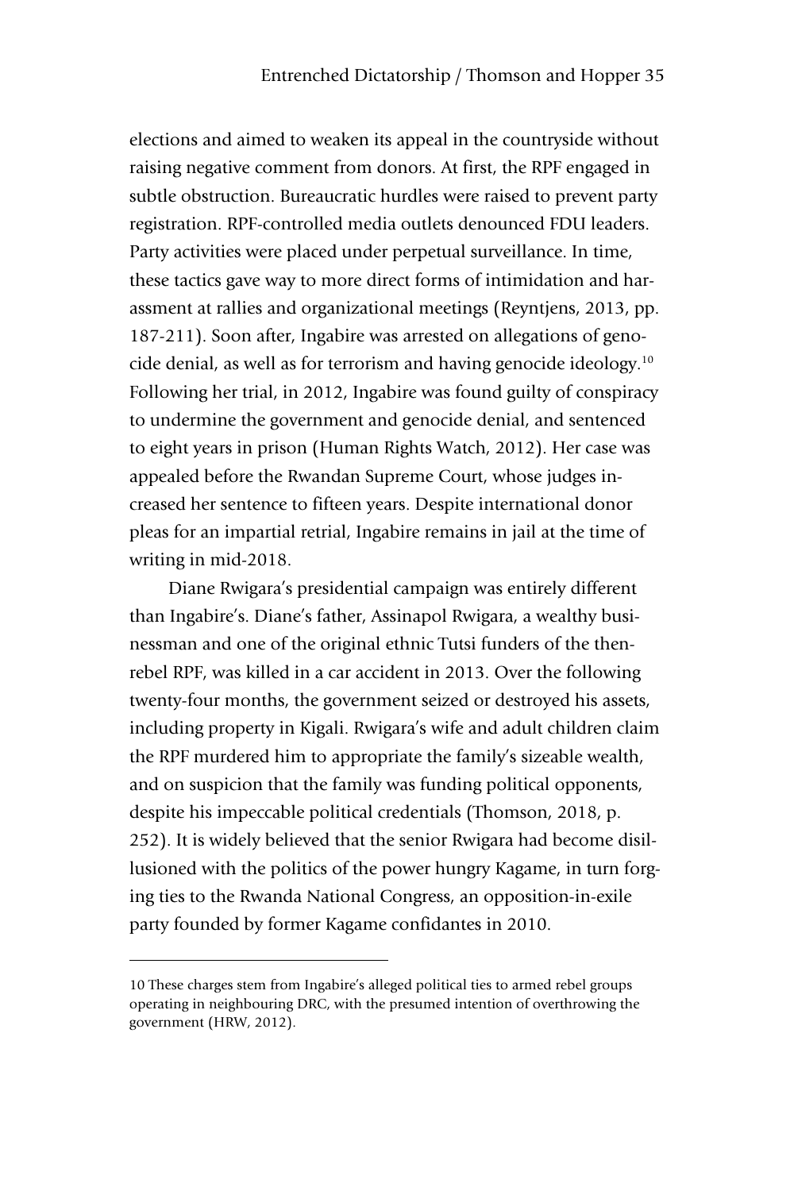elections and aimed to weaken its appeal in the countryside without raising negative comment from donors. At first, the RPF engaged in subtle obstruction. Bureaucratic hurdles were raised to prevent party registration. RPF-controlled media outlets denounced FDU leaders. Party activities were placed under perpetual surveillance. In time, these tactics gave way to more direct forms of intimidation and harassment at rallies and organizational meetings (Reyntjens, 2013, pp. 187-211). Soon after, Ingabire was arrested on allegations of genocide denial, as well as for terrorism and having genocide ideology.[10] Following her trial, in 2012, Ingabire was found guilty of conspiracy to undermine the government and genocide denial, and sentenced to eight years in prison (Human Rights Watch, 2012). Her case was appealed before the Rwandan Supreme Court, whose judges increased her sentence to fifteen years. Despite international donor pleas for an impartial retrial, Ingabire remains in jail at the time of writing in mid-2018.

Diane Rwigara's presidential campaign was entirely different than Ingabire's. Diane's father, Assinapol Rwigara, a wealthy businessman and one of the original ethnic Tutsi funders of the then-rebel RPF, was killed in a car accident in 2013. Over the following twenty-four months, the government seized or destroyed his assets, including property in Kigali. Rwigara's wife and adult children claim the RPF murdered him to appropriate the family's sizeable wealth, and on suspicion that the family was funding political opponents, despite his impeccable political credentials (Thomson, 2018, p. 252). It is widely believed that the senior Rwigara had become disillusioned with the politics of the power hungry Kagame, in turn forging ties to the Rwanda National Congress, an opposition-in-exile party founded by former Kagame confidantes in 2010.

---

10 These charges stem from Ingabire's alleged political ties to armed rebel groups operating in neighbouring DRC, with the presumed intention of overthrowing the government (HRW, 2012).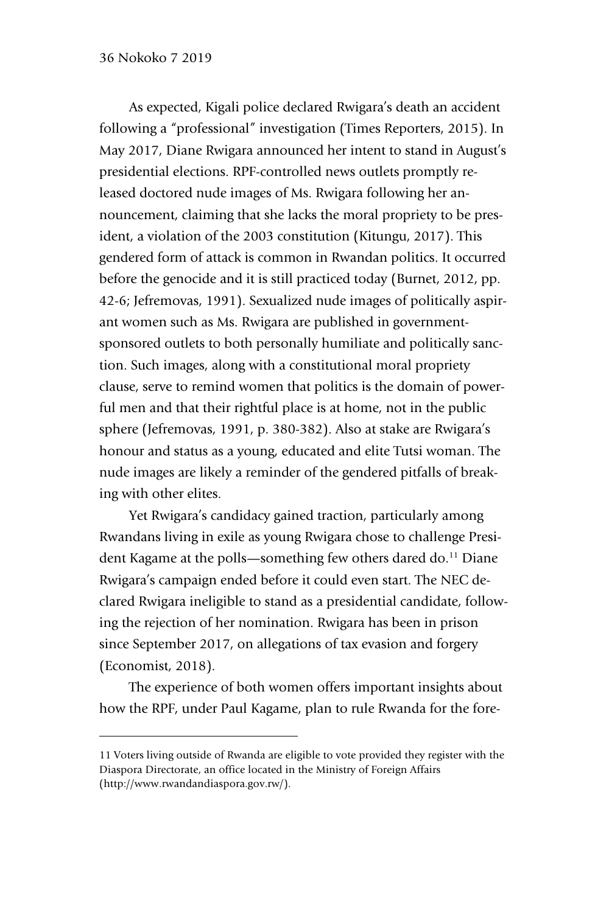As expected, Kigali police declared Rwigara's death an accident following a "professional" investigation (Times Reporters, 2015). In May 2017, Diane Rwigara announced her intent to stand in August's presidential elections. RPF-controlled news outlets promptly released doctored nude images of Ms. Rwigara following her announcement, claiming that she lacks the moral propriety to be president, a violation of the 2003 constitution (Kitungu, 2017). This gendered form of attack is common in Rwandan politics. It occurred before the genocide and it is still practiced today (Burnet, 2012, pp. 42-6; Jefremovas, 1991). Sexualized nude images of politically aspirant women such as Ms. Rwigara are published in government-sponsored outlets to both personally humiliate and politically sanction. Such images, along with a constitutional moral propriety clause, serve to remind women that politics is the domain of powerful men and that their rightful place is at home, not in the public sphere (Jefremovas, 1991, p. 380-382). Also at stake are Rwigara's honour and status as a young, educated and elite Tutsi woman. The nude images are likely a reminder of the gendered pitfalls of breaking with other elites.

Yet Rwigara's candidacy gained traction, particularly among Rwandans living in exile as young Rwigara chose to challenge President Kagame at the polls—something few others dared do.[11] Diane Rwigara's campaign ended before it could even start. The NEC declared Rwigara ineligible to stand as a presidential candidate, following the rejection of her nomination. Rwigara has been in prison since September 2017, on allegations of tax evasion and forgery (Economist, 2018).

The experience of both women offers important insights about how the RPF, under Paul Kagame, plan to rule Rwanda for the fore-

11 Voters living outside of Rwanda are eligible to vote provided they register with the Diaspora Directorate, an office located in the Ministry of Foreign Affairs (http://www.rwandandiaspora.gov.rw/).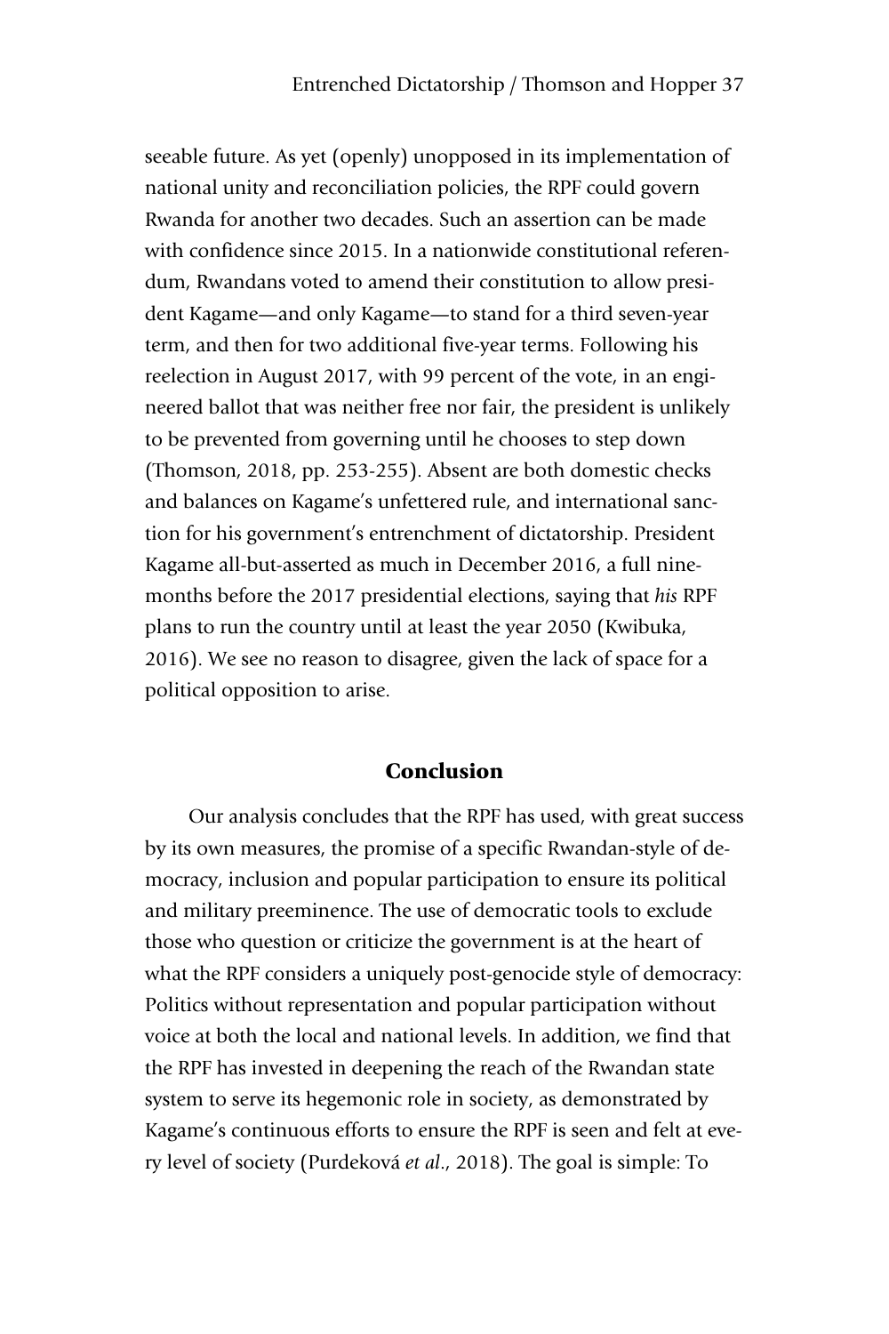seeable future. As yet (openly) unopposed in its implementation of national unity and reconciliation policies, the RPF could govern Rwanda for another two decades. Such an assertion can be made with confidence since 2015. In a nationwide constitutional referendum, Rwandans voted to amend their constitution to allow president Kagame—and only Kagame—to stand for a third seven-year term, and then for two additional five-year terms. Following his reelection in August 2017, with 99 percent of the vote, in an engineered ballot that was neither free nor fair, the president is unlikely to be prevented from governing until he chooses to step down (Thomson, 2018, pp. 253-255). Absent are both domestic checks and balances on Kagame's unfettered rule, and international sanction for his government's entrenchment of dictatorship. President Kagame all-but-asserted as much in December 2016, a full nine-months before the 2017 presidential elections, saying that *his* RPF plans to run the country until at least the year 2050 (Kwibuka, 2016). We see no reason to disagree, given the lack of space for a political opposition to arise.

## Conclusion

Our analysis concludes that the RPF has used, with great success by its own measures, the promise of a specific Rwandan-style of democracy, inclusion and popular participation to ensure its political and military preeminence. The use of democratic tools to exclude those who question or criticize the government is at the heart of what the RPF considers a uniquely post-genocide style of democracy: Politics without representation and popular participation without voice at both the local and national levels. In addition, we find that the RPF has invested in deepening the reach of the Rwandan state system to serve its hegemonic role in society, as demonstrated by Kagame's continuous efforts to ensure the RPF is seen and felt at every level of society (Purdeková *et al*., 2018). The goal is simple: To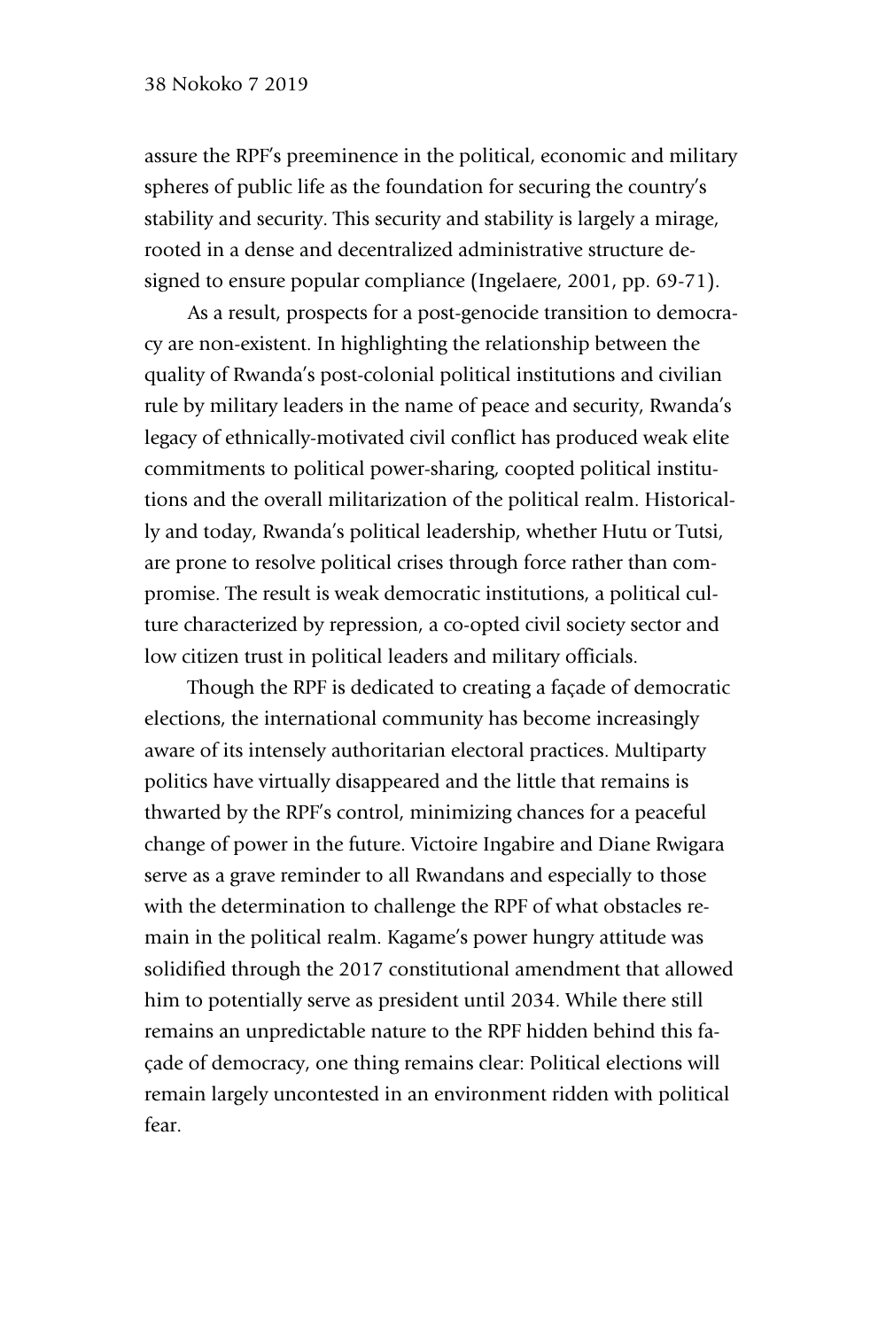assure the RPF's preeminence in the political, economic and military spheres of public life as the foundation for securing the country's stability and security. This security and stability is largely a mirage, rooted in a dense and decentralized administrative structure designed to ensure popular compliance (Ingelaere, 2001, pp. 69-71).

As a result, prospects for a post-genocide transition to democracy are non-existent. In highlighting the relationship between the quality of Rwanda's post-colonial political institutions and civilian rule by military leaders in the name of peace and security, Rwanda's legacy of ethnically-motivated civil conflict has produced weak elite commitments to political power-sharing, coopted political institutions and the overall militarization of the political realm. Historically and today, Rwanda's political leadership, whether Hutu or Tutsi, are prone to resolve political crises through force rather than compromise. The result is weak democratic institutions, a political culture characterized by repression, a co-opted civil society sector and low citizen trust in political leaders and military officials.

Though the RPF is dedicated to creating a façade of democratic elections, the international community has become increasingly aware of its intensely authoritarian electoral practices. Multiparty politics have virtually disappeared and the little that remains is thwarted by the RPF's control, minimizing chances for a peaceful change of power in the future. Victoire Ingabire and Diane Rwigara serve as a grave reminder to all Rwandans and especially to those with the determination to challenge the RPF of what obstacles remain in the political realm. Kagame's power hungry attitude was solidified through the 2017 constitutional amendment that allowed him to potentially serve as president until 2034. While there still remains an unpredictable nature to the RPF hidden behind this façade of democracy, one thing remains clear: Political elections will remain largely uncontested in an environment ridden with political fear.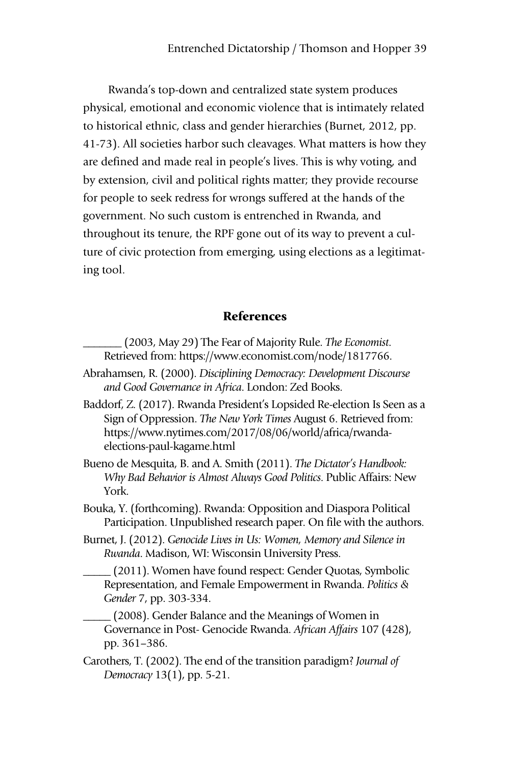Rwanda's top-down and centralized state system produces physical, emotional and economic violence that is intimately related to historical ethnic, class and gender hierarchies (Burnet, 2012, pp. 41-73). All societies harbor such cleavages. What matters is how they are defined and made real in people's lives. This is why voting, and by extension, civil and political rights matter; they provide recourse for people to seek redress for wrongs suffered at the hands of the government. No such custom is entrenched in Rwanda, and throughout its tenure, the RPF gone out of its way to prevent a culture of civic protection from emerging, using elections as a legitimating tool.

## References

_______ (2003, May 29) The Fear of Majority Rule. *The Economist*. Retrieved from: https://www.economist.com/node/1817766.

Abrahamsen, R. (2000). *Disciplining Democracy: Development Discourse and Good Governance in Africa*. London: Zed Books.

Baddorf, Z. (2017). Rwanda President's Lopsided Re-election Is Seen as a Sign of Oppression. *The New York Times* August 6. Retrieved from: https://www.nytimes.com/2017/08/06/world/africa/rwanda-elections-paul-kagame.html

Bueno de Mesquita, B. and A. Smith (2011). *The Dictator's Handbook: Why Bad Behavior is Almost Always Good Politics*. Public Affairs: New York.

Bouka, Y. (forthcoming). Rwanda: Opposition and Diaspora Political Participation. Unpublished research paper. On file with the authors.

Burnet, J. (2012). *Genocide Lives in Us: Women, Memory and Silence in Rwanda*. Madison, WI: Wisconsin University Press.

_____ (2011). Women have found respect: Gender Quotas, Symbolic Representation, and Female Empowerment in Rwanda. *Politics & Gender* 7, pp. 303-334.

_____ (2008). Gender Balance and the Meanings of Women in Governance in Post- Genocide Rwanda. *African Affairs* 107 (428), pp. 361–386.

Carothers, T. (2002). The end of the transition paradigm? *Journal of Democracy* 13(1), pp. 5-21.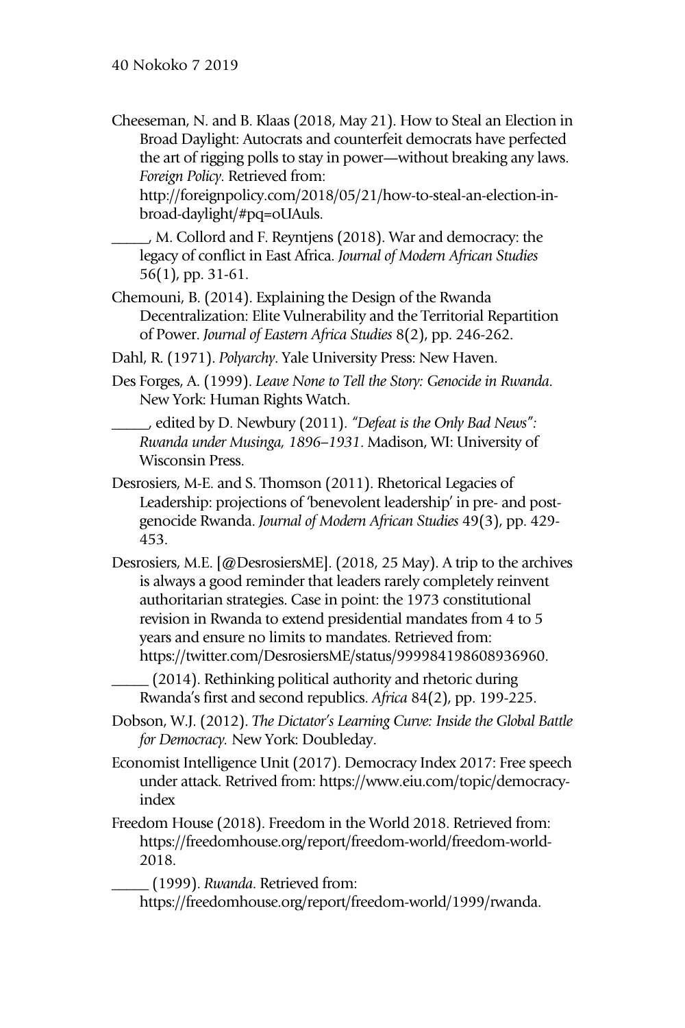Cheeseman, N. and B. Klaas (2018, May 21). How to Steal an Election in Broad Daylight: Autocrats and counterfeit democrats have perfected the art of rigging polls to stay in power—without breaking any laws. *Foreign Policy*. Retrieved from: http://foreignpolicy.com/2018/05/21/how-to-steal-an-election-in-broad-daylight/#pq=oUAuls.

_____, M. Collord and F. Reyntjens (2018). War and democracy: the legacy of conflict in East Africa. *Journal of Modern African Studies* 56(1), pp. 31-61.

Chemouni, B. (2014). Explaining the Design of the Rwanda Decentralization: Elite Vulnerability and the Territorial Repartition of Power. *Journal of Eastern Africa Studies* 8(2), pp. 246-262.

Dahl, R. (1971). *Polyarchy*. Yale University Press: New Haven.

Des Forges, A. (1999). *Leave None to Tell the Story: Genocide in Rwanda*. New York: Human Rights Watch.

_____, edited by D. Newbury (2011). *"Defeat is the Only Bad News": Rwanda under Musinga, 1896–1931*. Madison, WI: University of Wisconsin Press.

Desrosiers, M-E. and S. Thomson (2011). Rhetorical Legacies of Leadership: projections of 'benevolent leadership' in pre- and post-genocide Rwanda. *Journal of Modern African Studies* 49(3), pp. 429-453.

Desrosiers, M.E. [@DesrosiersME]. (2018, 25 May). A trip to the archives is always a good reminder that leaders rarely completely reinvent authoritarian strategies. Case in point: the 1973 constitutional revision in Rwanda to extend presidential mandates from 4 to 5 years and ensure no limits to mandates. Retrieved from: https://twitter.com/DesrosiersME/status/999984198608936960.

_____ (2014). Rethinking political authority and rhetoric during Rwanda's first and second republics. *Africa* 84(2), pp. 199-225.

Dobson, W.J. (2012). *The Dictator's Learning Curve: Inside the Global Battle for Democracy.* New York: Doubleday.

Economist Intelligence Unit (2017). Democracy Index 2017: Free speech under attack. Retrived from: https://www.eiu.com/topic/democracy-index

Freedom House (2018). Freedom in the World 2018. Retrieved from: https://freedomhouse.org/report/freedom-world/freedom-world-2018.

_____ (1999). *Rwanda*. Retrieved from: https://freedomhouse.org/report/freedom-world/1999/rwanda.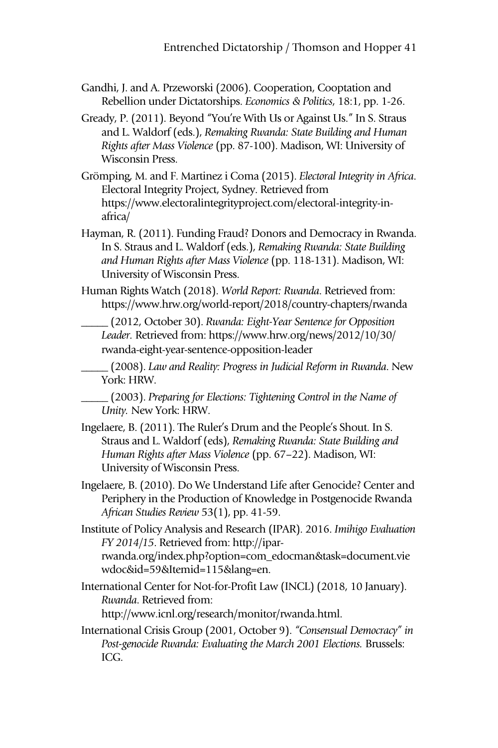Gandhi, J. and A. Przeworski (2006). Cooperation, Cooptation and Rebellion under Dictatorships. *Economics & Politics*, 18:1, pp. 1-26.

Gready, P. (2011). Beyond "You're With Us or Against Us." In S. Straus and L. Waldorf (eds.), *Remaking Rwanda: State Building and Human Rights after Mass Violence* (pp. 87-100). Madison, WI: University of Wisconsin Press.

Grömping, M. and F. Martinez i Coma (2015). *Electoral Integrity in Africa*. Electoral Integrity Project, Sydney. Retrieved from https://www.electoralintegrityproject.com/electoral-integrity-in-africa/

Hayman, R. (2011). Funding Fraud? Donors and Democracy in Rwanda. In S. Straus and L. Waldorf (eds.), *Remaking Rwanda: State Building and Human Rights after Mass Violence* (pp. 118-131). Madison, WI: University of Wisconsin Press.

Human Rights Watch (2018). *World Report: Rwanda*. Retrieved from: https://www.hrw.org/world-report/2018/country-chapters/rwanda

_____ (2012, October 30). *Rwanda: Eight-Year Sentence for Opposition Leader.* Retrieved from: https://www.hrw.org/news/2012/10/30/rwanda-eight-year-sentence-opposition-leader

_____ (2008). *Law and Reality: Progress in Judicial Reform in Rwanda*. New York: HRW.

_____ (2003). *Preparing for Elections: Tightening Control in the Name of Unity.* New York: HRW.

Ingelaere, B. (2011). The Ruler's Drum and the People's Shout. In S. Straus and L. Waldorf (eds), *Remaking Rwanda: State Building and Human Rights after Mass Violence* (pp. 67–22). Madison, WI: University of Wisconsin Press.

Ingelaere, B. (2010). Do We Understand Life after Genocide? Center and Periphery in the Production of Knowledge in Postgenocide Rwanda *African Studies Review* 53(1), pp. 41-59.

Institute of Policy Analysis and Research (IPAR). 2016. *Imihigo Evaluation FY 2014/15*. Retrieved from: http://ipar-rwanda.org/index.php?option=com_edocman&task=document.viewdoc&id=59&Itemid=115&lang=en.

International Center for Not-for-Profit Law (INCL) (2018, 10 January). *Rwanda*. Retrieved from: http://www.icnl.org/research/monitor/rwanda.html.

International Crisis Group (2001, October 9). *"Consensual Democracy" in Post-genocide Rwanda: Evaluating the March 2001 Elections.* Brussels: ICG.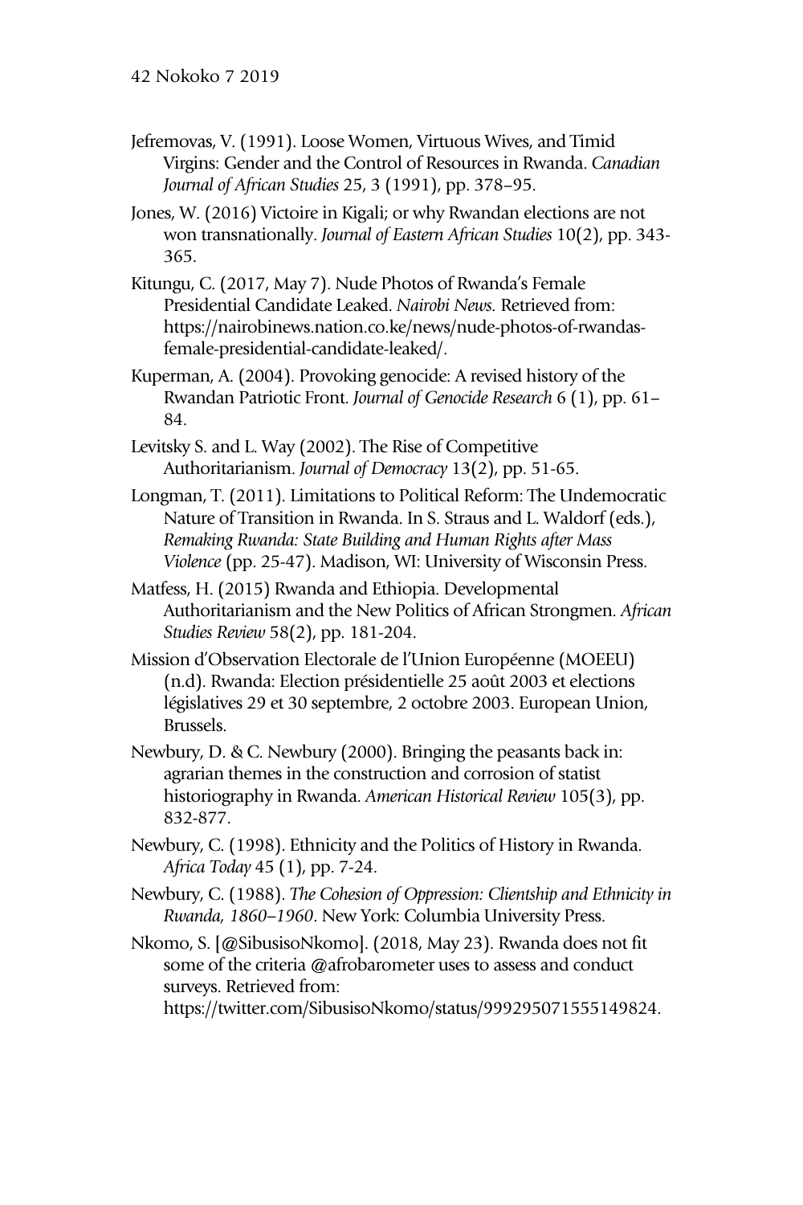Jefremovas, V. (1991). Loose Women, Virtuous Wives, and Timid Virgins: Gender and the Control of Resources in Rwanda. *Canadian Journal of African Studies* 25, 3 (1991), pp. 378–95.

Jones, W. (2016) Victoire in Kigali; or why Rwandan elections are not won transnationally. *Journal of Eastern African Studies* 10(2), pp. 343-365.

Kitungu, C. (2017, May 7). Nude Photos of Rwanda's Female Presidential Candidate Leaked. *Nairobi News.* Retrieved from: https://nairobinews.nation.co.ke/news/nude-photos-of-rwandas-female-presidential-candidate-leaked/.

Kuperman, A. (2004). Provoking genocide: A revised history of the Rwandan Patriotic Front. *Journal of Genocide Research* 6 (1), pp. 61–84.

Levitsky S. and L. Way (2002). The Rise of Competitive Authoritarianism. *Journal of Democracy* 13(2), pp. 51-65.

Longman, T. (2011). Limitations to Political Reform: The Undemocratic Nature of Transition in Rwanda. In S. Straus and L. Waldorf (eds.), *Remaking Rwanda: State Building and Human Rights after Mass Violence* (pp. 25-47). Madison, WI: University of Wisconsin Press.

Matfess, H. (2015) Rwanda and Ethiopia. Developmental Authoritarianism and the New Politics of African Strongmen. *African Studies Review* 58(2), pp. 181-204.

Mission d'Observation Electorale de l'Union Européenne (MOEEU) (n.d). Rwanda: Election présidentielle 25 août 2003 et elections législatives 29 et 30 septembre, 2 octobre 2003. European Union, Brussels.

Newbury, D. & C. Newbury (2000). Bringing the peasants back in: agrarian themes in the construction and corrosion of statist historiography in Rwanda. *American Historical Review* 105(3), pp. 832-877.

Newbury, C. (1998). Ethnicity and the Politics of History in Rwanda. *Africa Today* 45 (1), pp. 7-24.

Newbury, C. (1988). *The Cohesion of Oppression: Clientship and Ethnicity in Rwanda, 1860–1960*. New York: Columbia University Press.

Nkomo, S. [@SibusisoNkomo]. (2018, May 23). Rwanda does not fit some of the criteria @afrobarometer uses to assess and conduct surveys. Retrieved from: https://twitter.com/SibusisoNkomo/status/999295071555149824.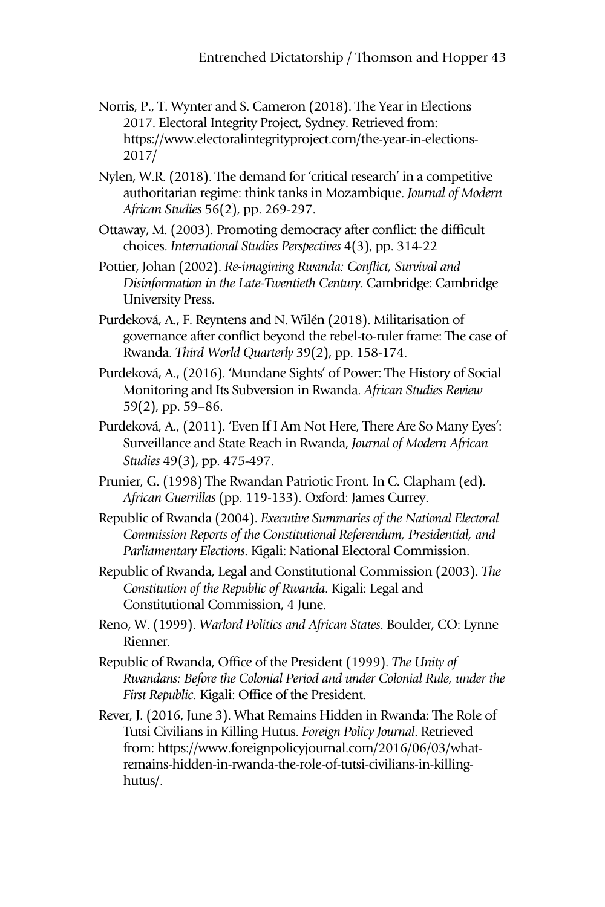Norris, P., T. Wynter and S. Cameron (2018). The Year in Elections 2017. Electoral Integrity Project, Sydney. Retrieved from: https://www.electoralintegrityproject.com/the-year-in-elections-2017/

Nylen, W.R. (2018). The demand for 'critical research' in a competitive authoritarian regime: think tanks in Mozambique. *Journal of Modern African Studies* 56(2), pp. 269-297.

Ottaway, M. (2003). Promoting democracy after conflict: the difficult choices. *International Studies Perspectives* 4(3), pp. 314-22

Pottier, Johan (2002). *Re-imagining Rwanda: Conflict, Survival and Disinformation in the Late-Twentieth Century*. Cambridge: Cambridge University Press.

Purdeková, A., F. Reyntens and N. Wilén (2018). Militarisation of governance after conflict beyond the rebel-to-ruler frame: The case of Rwanda. *Third World Quarterly* 39(2), pp. 158-174.

Purdeková, A., (2016). 'Mundane Sights' of Power: The History of Social Monitoring and Its Subversion in Rwanda. *African Studies Review* 59(2), pp. 59–86.

Purdeková, A., (2011). 'Even If I Am Not Here, There Are So Many Eyes': Surveillance and State Reach in Rwanda, *Journal of Modern African Studies* 49(3), pp. 475-497.

Prunier, G. (1998) The Rwandan Patriotic Front. In C. Clapham (ed). *African Guerrillas* (pp. 119-133). Oxford: James Currey.

Republic of Rwanda (2004). *Executive Summaries of the National Electoral Commission Reports of the Constitutional Referendum, Presidential, and Parliamentary Elections*. Kigali: National Electoral Commission.

Republic of Rwanda, Legal and Constitutional Commission (2003). *The Constitution of the Republic of Rwanda*. Kigali: Legal and Constitutional Commission, 4 June.

Reno, W. (1999). *Warlord Politics and African States*. Boulder, CO: Lynne Rienner.

Republic of Rwanda, Office of the President (1999). *The Unity of Rwandans: Before the Colonial Period and under Colonial Rule, under the First Republic.* Kigali: Office of the President.

Rever, J. (2016, June 3). What Remains Hidden in Rwanda: The Role of Tutsi Civilians in Killing Hutus. *Foreign Policy Journal*. Retrieved from: https://www.foreignpolicyjournal.com/2016/06/03/what-remains-hidden-in-rwanda-the-role-of-tutsi-civilians-in-killing-hutus/.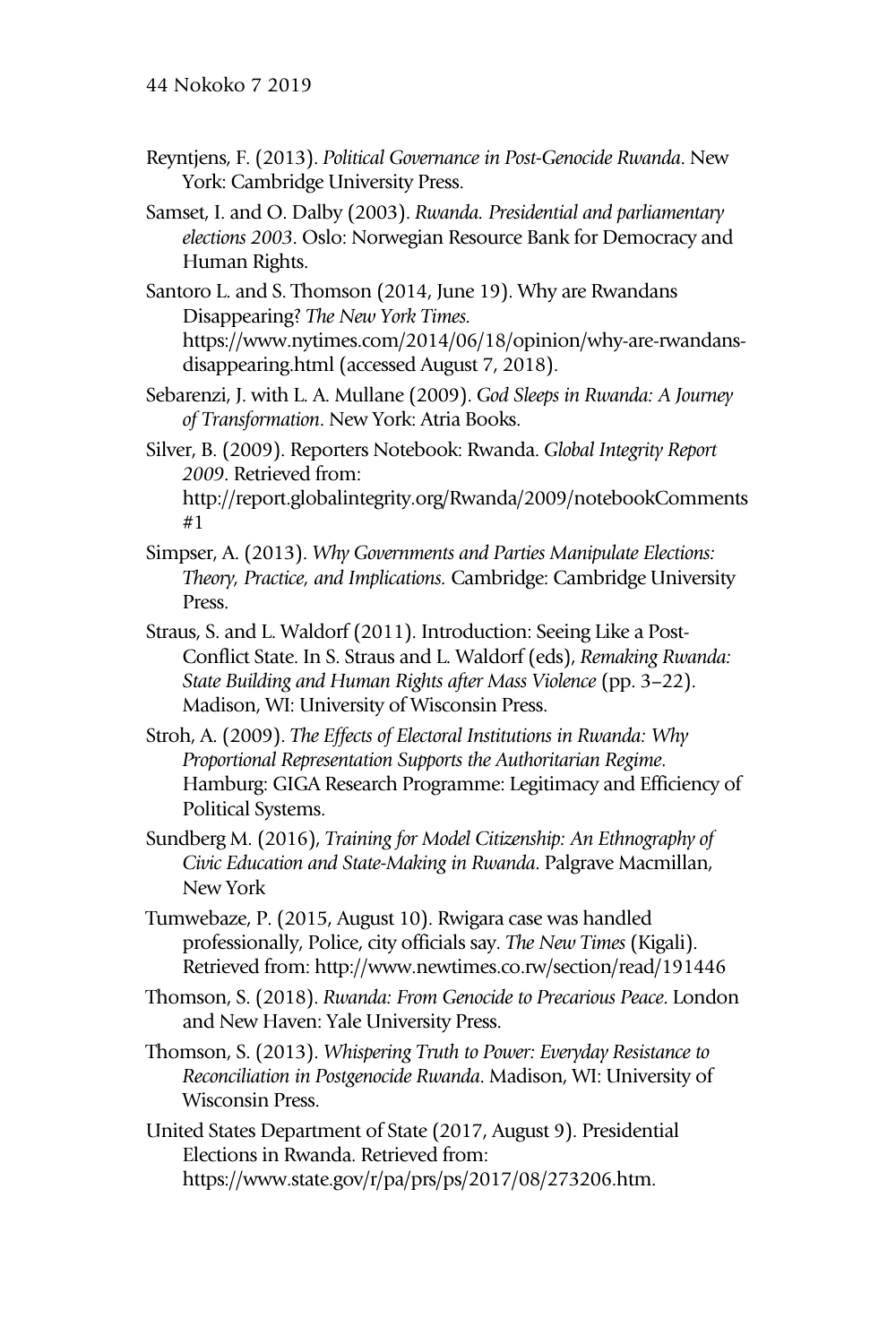Reyntjens, F. (2013). *Political Governance in Post-Genocide Rwanda*. New York: Cambridge University Press.

Samset, I. and O. Dalby (2003). *Rwanda. Presidential and parliamentary elections 2003*. Oslo: Norwegian Resource Bank for Democracy and Human Rights.

Santoro L. and S. Thomson (2014, June 19). Why are Rwandans Disappearing? *The New York Times*. https://www.nytimes.com/2014/06/18/opinion/why-are-rwandans-disappearing.html (accessed August 7, 2018).

Sebarenzi, J. with L. A. Mullane (2009). *God Sleeps in Rwanda: A Journey of Transformation*. New York: Atria Books.

Silver, B. (2009). Reporters Notebook: Rwanda. *Global Integrity Report 2009*. Retrieved from: http://report.globalintegrity.org/Rwanda/2009/notebookComments#1

Simpser, A. (2013). *Why Governments and Parties Manipulate Elections: Theory, Practice, and Implications.* Cambridge: Cambridge University Press.

Straus, S. and L. Waldorf (2011). Introduction: Seeing Like a Post-Conflict State. In S. Straus and L. Waldorf (eds), *Remaking Rwanda: State Building and Human Rights after Mass Violence* (pp. 3–22). Madison, WI: University of Wisconsin Press.

Stroh, A. (2009). *The Effects of Electoral Institutions in Rwanda: Why Proportional Representation Supports the Authoritarian Regime*. Hamburg: GIGA Research Programme: Legitimacy and Efficiency of Political Systems.

Sundberg M. (2016), *Training for Model Citizenship: An Ethnography of Civic Education and State-Making in Rwanda*. Palgrave Macmillan, New York

Tumwebaze, P. (2015, August 10). Rwigara case was handled professionally, Police, city officials say. *The New Times* (Kigali). Retrieved from: http://www.newtimes.co.rw/section/read/191446

Thomson, S. (2018). *Rwanda: From Genocide to Precarious Peace*. London and New Haven: Yale University Press.

Thomson, S. (2013). *Whispering Truth to Power: Everyday Resistance to Reconciliation in Postgenocide Rwanda*. Madison, WI: University of Wisconsin Press.

United States Department of State (2017, August 9). Presidential Elections in Rwanda. Retrieved from: https://www.state.gov/r/pa/prs/ps/2017/08/273206.htm.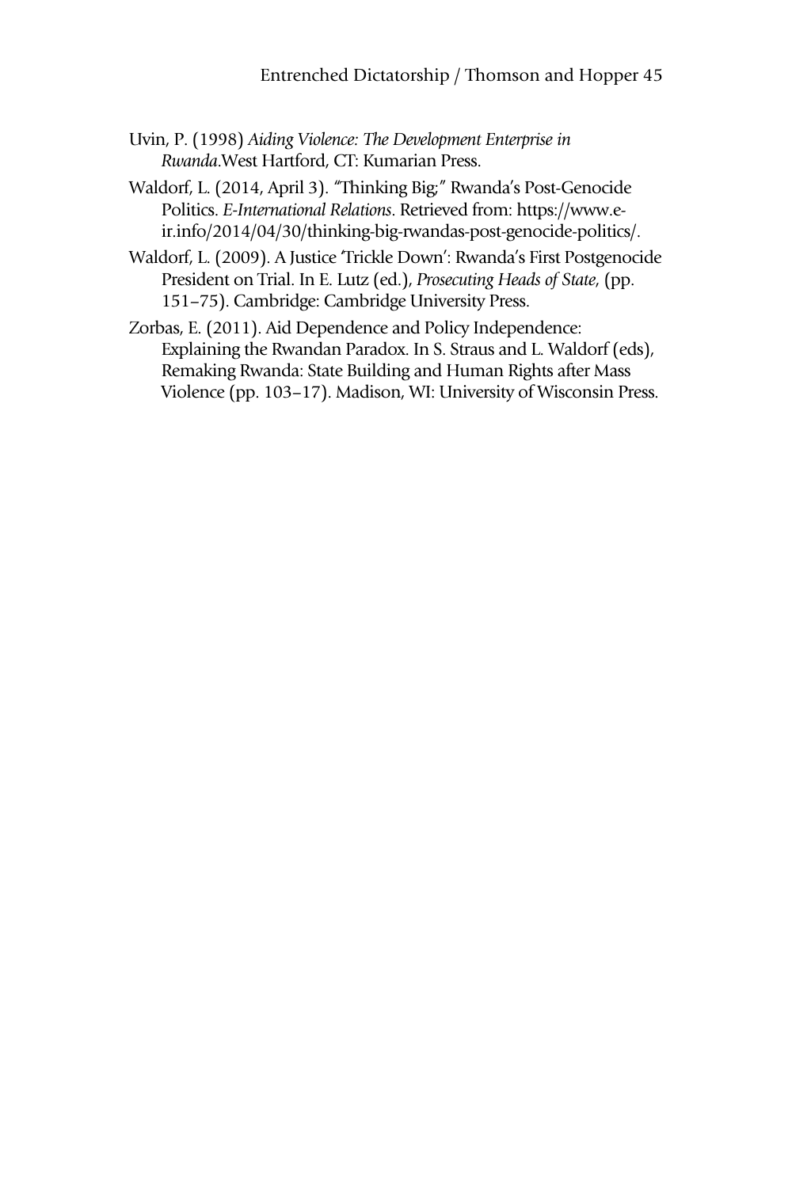Uvin, P. (1998) *Aiding Violence: The Development Enterprise in Rwanda*.West Hartford, CT: Kumarian Press.

Waldorf, L. (2014, April 3). "Thinking Big;" Rwanda's Post-Genocide Politics. *E-International Relations*. Retrieved from: https://www.e-ir.info/2014/04/30/thinking-big-rwandas-post-genocide-politics/.

Waldorf, L. (2009). A Justice 'Trickle Down': Rwanda's First Postgenocide President on Trial. In E. Lutz (ed.), *Prosecuting Heads of State*, (pp. 151–75). Cambridge: Cambridge University Press.

Zorbas, E. (2011). Aid Dependence and Policy Independence: Explaining the Rwandan Paradox. In S. Straus and L. Waldorf (eds), Remaking Rwanda: State Building and Human Rights after Mass Violence (pp. 103–17). Madison, WI: University of Wisconsin Press.